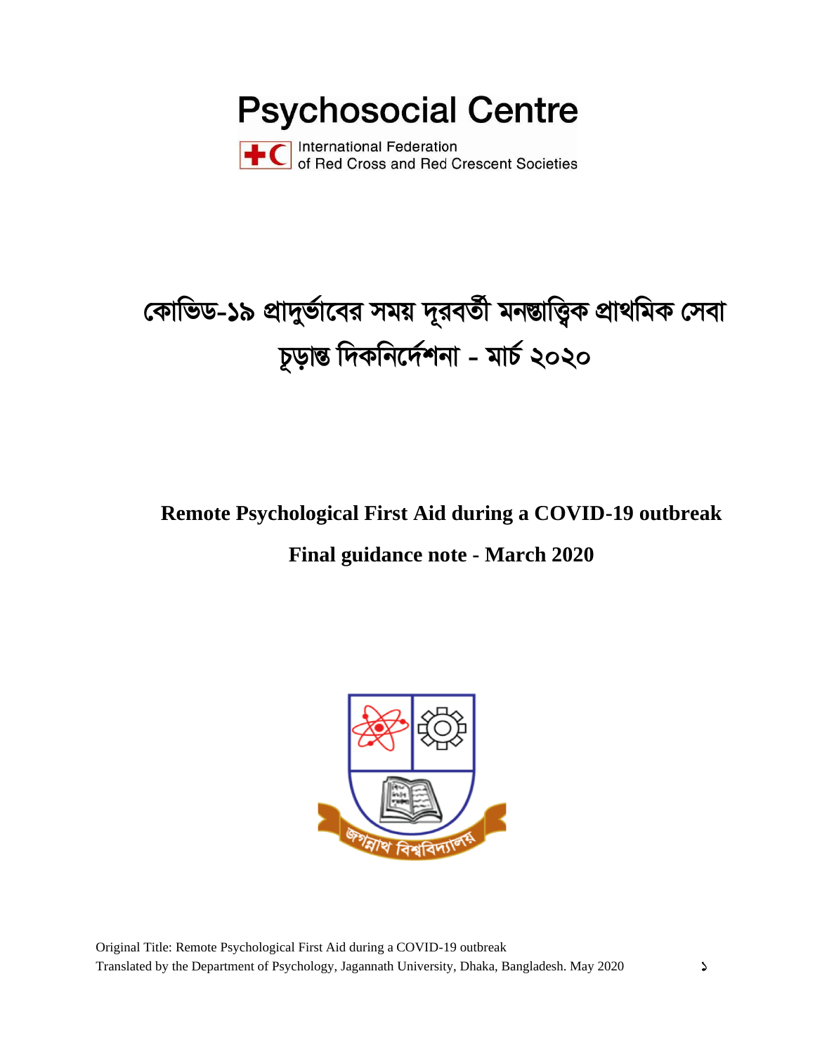Psychosocial Centre

International Federation of Red Cross and Red Crescent Societies

# কোভিড-১৯ প্রাদুর্ভাবের সময় দূরবর্তী মনস্তাত্ত্বিক প্রাথমিক সেবা

# চূড়ান্ত দিকনির্দেশনা - মার্চ ২০২০

## Remote Psychological First Aid during a COVID-19 outbreak

## Final guidance note - March 2020

জগন্নাথ বিশ্ববিদ্যালয়

Original Title: Remote Psychological First Aid during a COVID-19 outbreak
Translated by the Department of Psychology, Jagannath University, Dhaka, Bangladesh. May 2020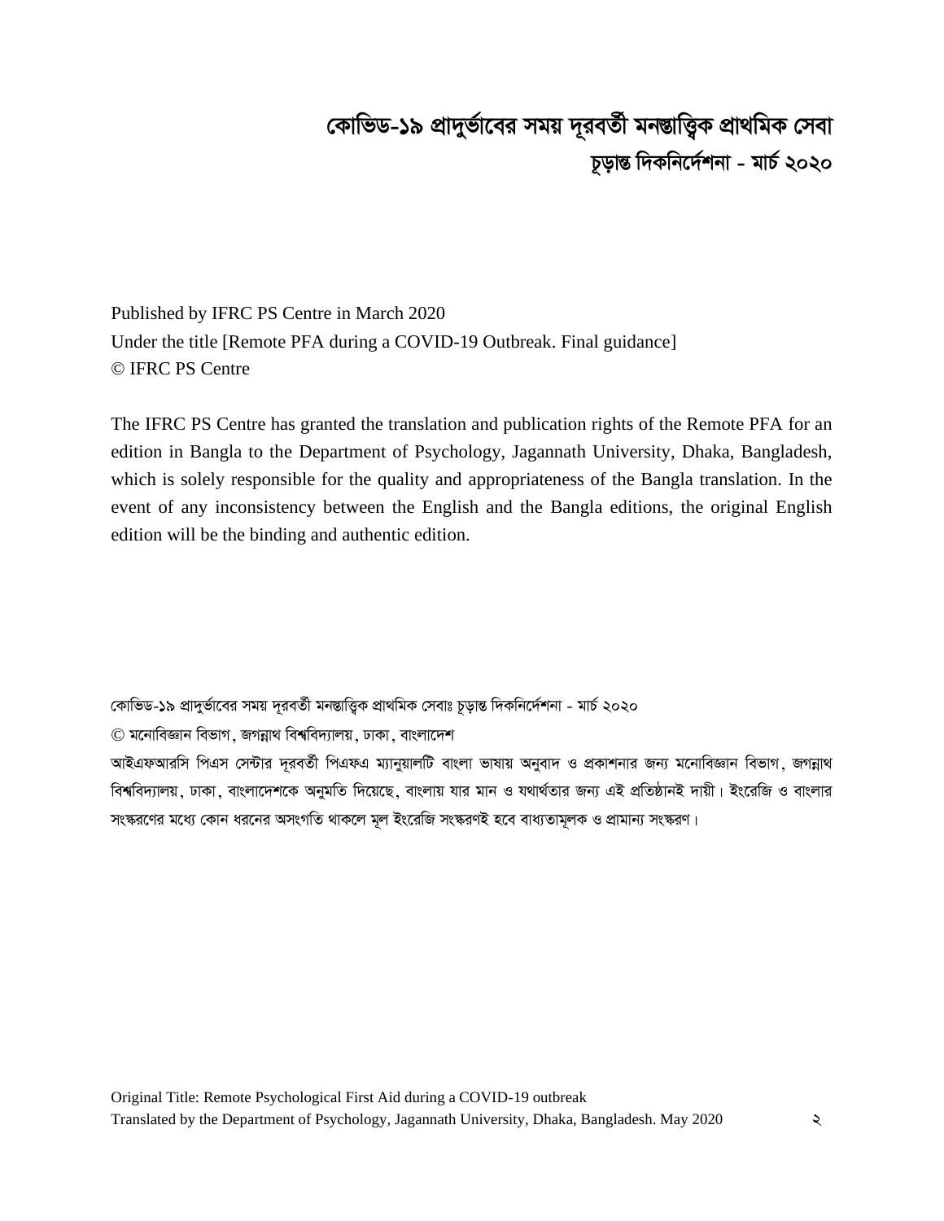# কোভিড-১৯ প্রাদুর্ভাবের সময় দূরবর্তী মনস্তাত্ত্বিক প্রাথমিক সেবা

## চূড়ান্ত দিকনির্দেশনা - মার্চ ২০২০

Published by IFRC PS Centre in March 2020
Under the title [Remote PFA during a COVID-19 Outbreak. Final guidance]
© IFRC PS Centre

The IFRC PS Centre has granted the translation and publication rights of the Remote PFA for an edition in Bangla to the Department of Psychology, Jagannath University, Dhaka, Bangladesh, which is solely responsible for the quality and appropriateness of the Bangla translation. In the event of any inconsistency between the English and the Bangla editions, the original English edition will be the binding and authentic edition.

কোভিড-১৯ প্রাদুর্ভাবের সময় দূরবর্তী মনস্তাত্ত্বিক প্রাথমিক সেবাঃ চূড়ান্ত দিকনির্দেশনা - মার্চ ২০২০
© মনোবিজ্ঞান বিভাগ, জগন্নাথ বিশ্ববিদ্যালয়, ঢাকা, বাংলাদেশ
আইএফআরসি পিএস সেন্টার দূরবর্তী পিএফএ ম্যানুয়ালটি বাংলা ভাষায় অনুবাদ ও প্রকাশনার জন্য মনোবিজ্ঞান বিভাগ, জগন্নাথ বিশ্ববিদ্যালয়, ঢাকা, বাংলাদেশকে অনুমতি দিয়েছে, বাংলায় যার মান ও যথার্থতার জন্য এই প্রতিষ্ঠানই দায়ী। ইংরেজি ও বাংলার সংস্করণের মধ্যে কোন ধরনের অসংগতি থাকলে মূল ইংরেজি সংস্করণই হবে বাধ্যতামূলক ও প্রামান্য সংস্করণ।

Original Title: Remote Psychological First Aid during a COVID-19 outbreak
Translated by the Department of Psychology, Jagannath University, Dhaka, Bangladesh. May 2020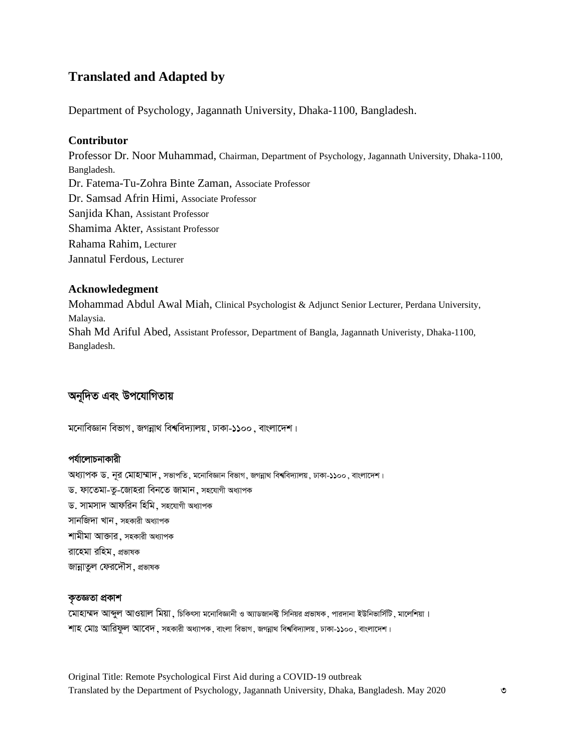## Translated and Adapted by

Department of Psychology, Jagannath University, Dhaka-1100, Bangladesh.

### Contributor

Professor Dr. Noor Muhammad, Chairman, Department of Psychology, Jagannath University, Dhaka-1100, Bangladesh.
Dr. Fatema-Tu-Zohra Binte Zaman, Associate Professor
Dr. Samsad Afrin Himi, Associate Professor
Sanjida Khan, Assistant Professor
Shamima Akter, Assistant Professor
Rahama Rahim, Lecturer
Jannatul Ferdous, Lecturer

### Acknowledgment

Mohammad Abdul Awal Miah, Clinical Psychologist & Adjunct Senior Lecturer, Perdana University, Malaysia.
Shah Md Ariful Abed, Assistant Professor, Department of Bangla, Jagannath Univeristy, Dhaka-1100, Bangladesh.

## অনূদিত এবং উপযোগিতায়

মনোবিজ্ঞান বিভাগ, জগন্নাথ বিশ্ববিদ্যালয়, ঢাকা-১১০০, বাংলাদেশ।

### পর্যালোচনাকারী

অধ্যাপক ড. নূর মোহাম্মাদ, সভাপতি, মনোবিজ্ঞান বিভাগ, জগন্নাথ বিশ্ববিদ্যালয়, ঢাকা-১১০০, বাংলাদেশ।
ড. ফাতেমা-তু-জোহরা বিনতে জামান, সহযোগী অধ্যাপক
ড. সামসাদ আফরিন হিমি, সহযোগী অধ্যাপক
সানজিদা খান, সহকারী অধ্যাপক
শামীমা আক্তার, সহকারী অধ্যাপক
রাহেমা রহিম, প্রভাষক
জান্নাতুল ফেরদৌস, প্রভাষক

### কৃতজ্ঞতা প্রকাশ

মোহাম্মদ আব্দুল আওয়াল মিয়া, চিকিৎসা মনোবিজ্ঞানী ও অ্যাডজানক্ট সিনিয়র প্রভাষক, পারদানা ইউনিভার্সিটি, মালেশিয়া।
শাহ মোঃ আরিফুল আবেদ, সহকারী অধ্যাপক, বাংলা বিভাগ, জগন্নাথ বিশ্ববিদ্যালয়, ঢাকা-১১০০, বাংলাদেশ।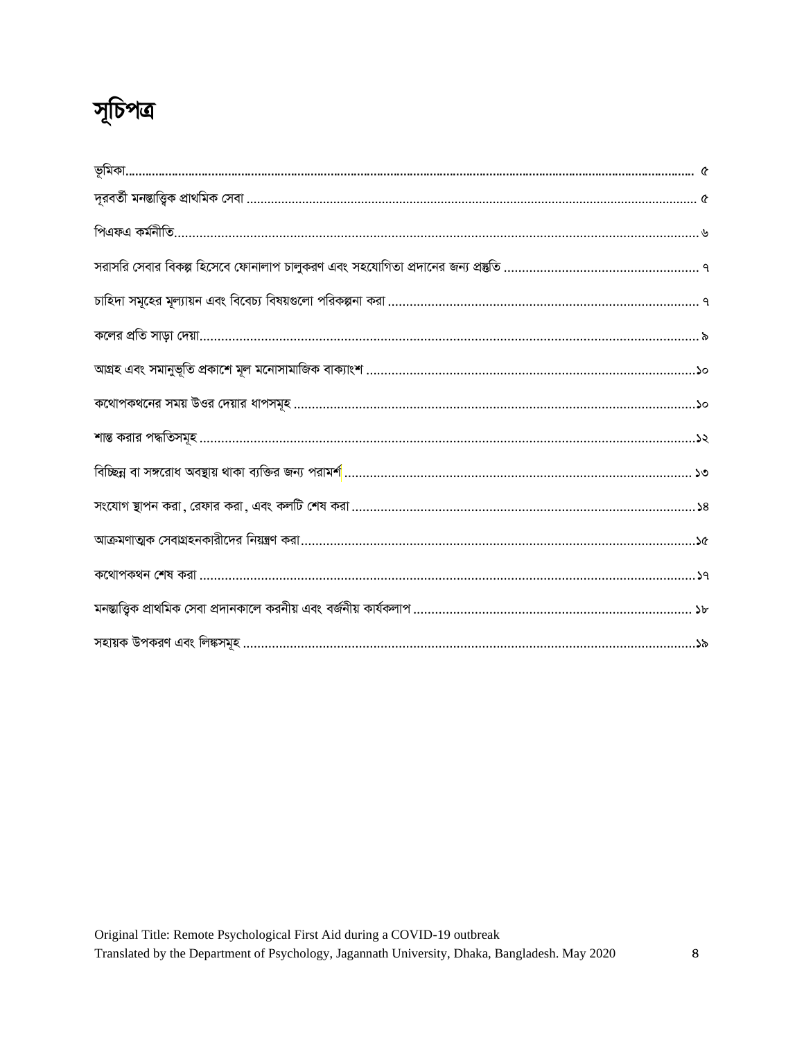# সূচিপত্র

ভূমিকা........................................................................................................................................ ৫

দূরবর্তী মনস্তাত্ত্বিক প্রাথমিক সেবা ............................................................................................................... ৫

পিএফএ কর্মনীতি................................................................................................................................ ৬

সরাসরি সেবার বিকল্প হিসেবে ফোনালাপ চালুকরণ এবং সহযোগিতা প্রদানের জন্য প্রস্তুতি ........................................................ ৭

চাহিদা সমূহের মূল্যায়ন এবং বিবেচ্য বিষয়গুলো পরিকল্পনা করা ..................................................................................... ৭

কলের প্রতি সাড়া দেয়া........................................................................................................................ ৯

আগ্রহ এবং সমানুভূতি প্রকাশে মূল মনোসামাজিক বাক্যাংশ ..........................................................................................১০

কথোপকথনের সময় উত্তর দেয়ার ধাপসমূহ ..............................................................................................................১০

শান্ত করার পদ্ধতিসমূহ ......................................................................................................................১২

বিচ্ছিন্ন বা সঙ্গরোধ অবস্থায় থাকা ব্যক্তির জন্য পরামর্শ................................................................................................ ১৩

সংযোগ স্থাপন করা, রেফার করা, এবং কলটি শেষ করা .............................................................................................১৪

আক্রমণাত্মক সেবাগ্রহনকারীদের নিয়ন্ত্রণ করা............................................................................................................১৫

কথোপকথন শেষ করা ........................................................................................................................১৭

মনস্তাত্ত্বিক প্রাথমিক সেবা প্রদানকালে করনীয় এবং বর্জনীয় কার্যকলাপ ............................................................................ ১৮

সহায়ক উপকরণ এবং লিঙ্কসমূহ ............................................................................................................১৯

Original Title: Remote Psychological First Aid during a COVID-19 outbreak
Translated by the Department of Psychology, Jagannath University, Dhaka, Bangladesh. May 2020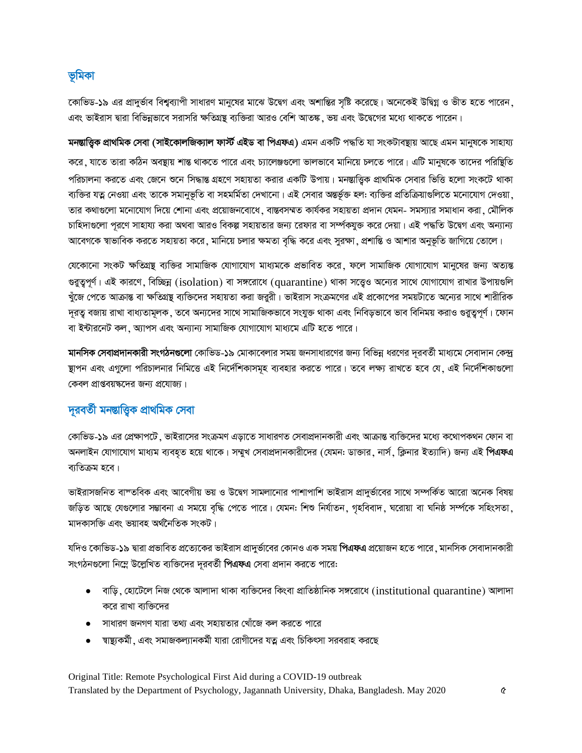## ভূমিকা

কোভিড-১৯ এর প্রাদুর্ভাব বিশ্বব্যাপী সাধারণ মানুষের মাঝে উদ্বেগ এবং অশান্তির সৃষ্টি করেছে। অনেকেই উদ্বিগ্ন ও ভীত হতে পারেন, এবং ভাইরাস দ্বারা বিভিন্নভাবে সরাসরি ক্ষতিগ্রস্থ ব্যক্তিরা আরও বেশি আতঙ্ক, ভয় এবং উদ্বেগের মধ্যে থাকতে পারেন।

**মনস্তাত্ত্বিক প্রাথমিক সেবা (সাইকোলজিক্যাল ফার্স্ট এইড বা পিএফএ)** এমন একটি পদ্ধতি যা সংকটাবস্থায় আছে এমন মানুষকে সাহায্য করে, যাতে তারা কঠিন অবস্থায় শান্ত থাকতে পারে এবং চ্যালেঞ্জগুলো ভালভাবে মানিয়ে চলতে পারে। এটি মানুষকে তাদের পরিস্থিতি পরিচালনা করতে এবং জেনে শুনে সিদ্ধান্ত গ্রহণে সহায়তা করার একটি উপায়। মনস্তাত্ত্বিক প্রাথমিক সেবার ভিত্তি হলো সংকটে থাকা ব্যক্তির যত্ন নেওয়া এবং তাকে সমানুভূতি বা সহমর্মিতা দেখানো। এই সেবার অন্তর্ভূক্ত হল: ব্যক্তির প্রতিক্রিয়াগুলিতে মনোযোগ দেওয়া, তার কথাগুলো মনোযোগ দিয়ে শোনা এবং প্রয়োজনবোধে, বাস্তবসম্মত কার্যকর সহায়তা প্রদান যেমন- সমস্যার সমাধান করা, মৌলিক চাহিদাগুলো পূরণে সাহায্য করা অথবা আরও বিকল্প সহায়তার জন্য রেফার বা সম্পর্কযুক্ত করে দেয়া। এই পদ্ধতি উদ্বেগ এবং অন্যান্য আবেগকে স্বাভাবিক করতে সহায়তা করে, মানিয়ে চলার ক্ষমতা বৃদ্ধি করে এবং সুরক্ষা, প্রশান্তি ও আশার অনুভূতি জাগিয়ে তোলে।

যেকোনো সংকট ক্ষতিগ্রস্থ ব্যক্তির সামাজিক যোগাযোগ মাধ্যমকে প্রভাবিত করে, ফলে সামাজিক যোগাযোগ মানুষের জন্য অত্যন্ত গুরুত্বপূর্ণ। এই কারণে, বিচ্ছিন্ন (isolation) বা সঙ্গরোধে (quarantine) থাকা সত্ত্বেও অন্যের সাথে যোগাযোগ রাখার উপায়গুলি খুঁজে পেতে আক্রান্ত বা ক্ষতিগ্রস্থ ব্যক্তিদের সহায়তা করা জরুরী। ভাইরাস সংক্রমণের এই প্রকোপের সময়টাতে অন্যের সাথে শারীরিক দূরত্ব বজায় রাখা বাধ্যতামূলক, তবে অন্যদের সাথে সামাজিকভাবে সংযুক্ত থাকা এবং নিবিড়ভাবে ভাব বিনিময় করাও গুরুত্বপূর্ণ। ফোন বা ইন্টারনেট কল, অ্যাপস এবং অন্যান্য সামাজিক যোগাযোগ মাধ্যমে এটি হতে পারে।

**মানসিক সেবাপ্রদানকারী সংগঠনগুলো** কোভিড-১৯ মোকাবেলার সময় জনসাধারণের জন্য বিভিন্ন ধরণের দূরবর্তী মাধ্যমে সেবাদান কেন্দ্র স্থাপন এবং এগুলো পরিচালনার নিমিত্তে এই নির্দেশিকাসমূহ ব্যবহার করতে পারে। তবে লক্ষ্য রাখতে হবে যে, এই নির্দেশিকাগুলো কেবল প্রাপ্তবয়স্কদের জন্য প্রযোজ্য।

## দূরবর্তী মনস্তাত্ত্বিক প্রাথমিক সেবা

কোভিড-১৯ এর প্রেক্ষাপটে, ভাইরাসের সংক্রমণ এড়াতে সাধারণত সেবাপ্রদানকারী এবং আক্রান্ত ব্যক্তিদের মধ্যে কথোপকথন ফোন বা অনলাইন যোগাযোগ মাধ্যম ব্যবহৃত হয়ে থাকে। সম্মুখ সেবাপ্রদানকারীদের (যেমন: ডাক্তার, নার্স, ক্লিনার ইত্যাদি) জন্য এই **পিএফএ** ব্যতিক্রম হবে।

ভাইরাসজনিত বাস্তবিক এবং আবেগীয় ভয় ও উদ্বেগ সামলানোর পাশাপাশি ভাইরাস প্রাদুর্ভাবের সাথে সম্পর্কিত আরো অনেক বিষয় জড়িত আছে যেগুলোর সম্ভাবনা এ সময়ে বৃদ্ধি পেতে পারে। যেমন: শিশু নির্যাতন, গৃহবিবাদ, ঘরোয়া বা ঘনিষ্ঠ সম্পর্কে সহিংসতা, মাদকাসক্তি এবং ভয়াবহ অর্থনৈতিক সংকট।

যদিও কোভিড-১৯ দ্বারা প্রভাবিত প্রত্যেকের ভাইরাস প্রাদুর্ভাবের কোনও এক সময় **পিএফএ** প্রয়োজন হতে পারে, মানসিক সেবাদানকারী সংগঠনগুলো নিম্নে উল্লেখিত ব্যক্তিদের দূরবর্তী **পিএফএ** সেবা প্রদান করতে পারে:

- বাড়ি, হোটেলে নিজ থেকে আলাদা থাকা ব্যক্তিদের কিংবা প্রাতিষ্ঠানিক সঙ্গরোধে (institutional quarantine) আলাদা করে রাখা ব্যক্তিদের
- সাধারণ জনগণ যারা তথ্য এবং সহায়তার খোঁজে কল করতে পারে
- স্বাস্থ্যকর্মী, এবং সমাজকল্যানকর্মী যারা রোগীদের যত্ন এবং চিকিৎসা সরবরাহ করছে

Original Title: Remote Psychological First Aid during a COVID-19 outbreak
Translated by the Department of Psychology, Jagannath University, Dhaka, Bangladesh. May 2020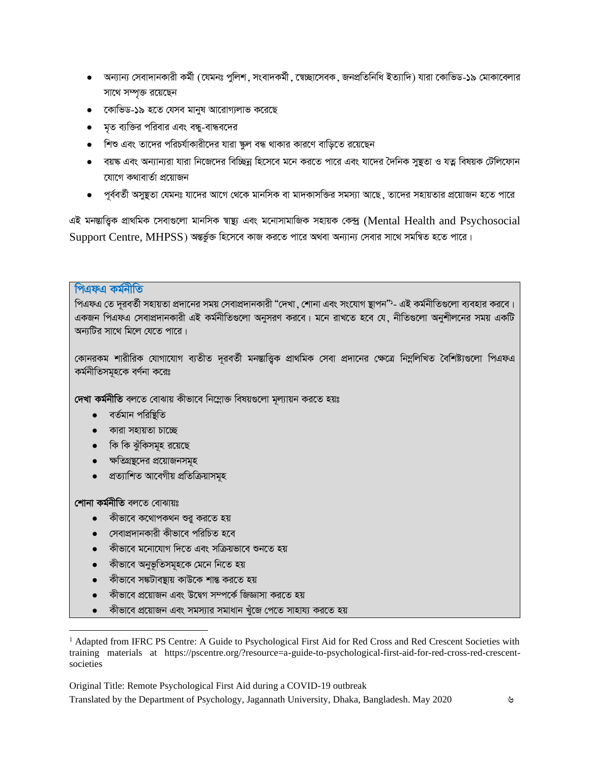- অন্যান্য সেবাদানকারী কর্মী (যেমনঃ পুলিশ, সংবাদকর্মী, স্বেচ্ছাসেবক, জনপ্রতিনিধি ইত্যাদি) যারা কোভিড-১৯ মোকাবেলার সাথে সম্পৃক্ত রয়েছেন
- কোভিড-১৯ হতে যেসব মানুষ আরোগ্যলাভ করেছে
- মৃত ব্যক্তির পরিবার এবং বন্ধু-বান্ধবদের
- শিশু এবং তাদের পরিচর্যাকারীদের যারা স্কুল বন্ধ থাকার কারণে বাড়িতে রয়েছেন
- বয়স্ক এবং অন্যান্যরা যারা নিজেদের বিচ্ছিন্ন হিসেবে মনে করতে পারে এবং যাদের দৈনিক সুস্থতা ও যত্ন বিষয়ক টেলিফোন যোগে কথাবার্তা প্রয়োজন
- পূর্ববর্তী অসুস্থতা যেমনঃ যাদের আগে থেকে মানসিক বা মাদকাসক্তির সমস্যা আছে, তাদের সহায়তার প্রয়োজন হতে পারে

এই মনস্তাত্ত্বিক প্রাথমিক সেবাগুলো মানসিক স্বাস্থ্য এবং মনোসামাজিক সহায়ক কেন্দ্র (Mental Health and Psychosocial Support Centre, MHPSS) অন্তর্ভুক্ত হিসেবে কাজ করতে পারে অথবা অন্যান্য সেবার সাথে সমন্বিত হতে পারে।

## পিএফএ কর্মনীতি

পিএফএ তে দূরবর্তী সহায়তা প্রদানের সময় সেবাপ্রদানকারী "দেখা, শোনা এবং সংযোগ স্থাপন"[1]- এই কর্মনীতিগুলো ব্যবহার করবে। একজন পিএফএ সেবাপ্রদানকারী এই কর্মনীতিগুলো অনুসরণ করবে। মনে রাখতে হবে যে, নীতিগুলো অনুশীলনের সময় একটি অন্যটির সাথে মিলে যেতে পারে।

কোনরকম শারীরিক যোগাযোগ ব্যতীত দূরবর্তী মনস্তাত্ত্বিক প্রাথমিক সেবা প্রদানের ক্ষেত্রে নিম্নলিখিত বৈশিষ্ট্যগুলো পিএফএ কর্মনীতিসমূহকে বর্ণনা করেঃ

**দেখা কর্মনীতি** বলতে বোঝায় কীভাবে নিম্নোক্ত বিষয়গুলো মূল্যায়ন করতে হয়ঃ

- বর্তমান পরিস্থিতি
- কারা সহায়তা চাচ্ছে
- কি কি ঝুঁকিসমূহ রয়েছে
- ক্ষতিগ্রস্থদের প্রয়োজনসমূহ
- প্রত্যাশিত আবেগীয় প্রতিক্রিয়াসমূহ

**শোনা কর্মনীতি** বলতে বোঝায়ঃ

- কীভাবে কথোপকথন শুরু করতে হয়
- সেবাপ্রদানকারী কীভাবে পরিচিত হবে
- কীভাবে মনোযোগ দিতে এবং সক্রিয়ভাবে শুনতে হয়
- কীভাবে অনুভূতিসমূহকে মেনে নিতে হয়
- কীভাবে সঙ্কটাবস্থায় কাউকে শান্ত করতে হয়
- কীভাবে প্রয়োজন এবং উদ্বেগ সম্পর্কে জিজ্ঞাসা করতে হয়
- কীভাবে প্রয়োজন এবং সমস্যার সমাধান খুঁজে পেতে সাহায্য করতে হয়

---

[1] Adapted from IFRC PS Centre: A Guide to Psychological First Aid for Red Cross and Red Crescent Societies with training materials at https://pscentre.org/?resource=a-guide-to-psychological-first-aid-for-red-cross-red-crescent-societies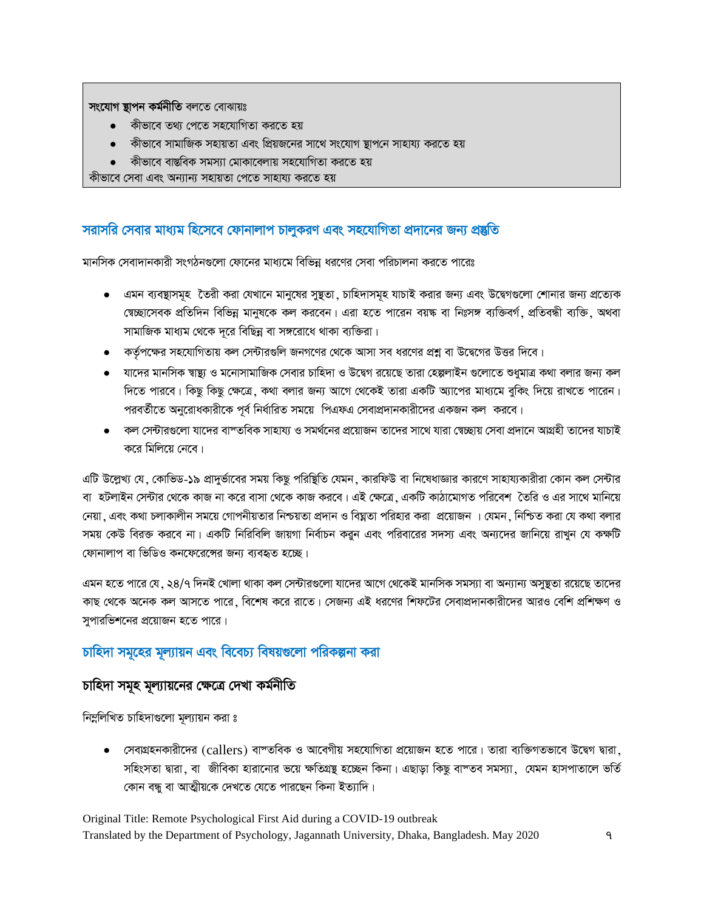**সংযোগ স্থাপন কর্মনীতি** বলতে বোঝায়ঃ

- কীভাবে তথ্য পেতে সহযোগিতা করতে হয়
- কীভাবে সামাজিক সহায়তা এবং প্রিয়জনের সাথে সংযোগ স্থাপনে সাহায্য করতে হয়
- কীভাবে বাস্তবিক সমস্যা মোকাবেলায় সহযোগিতা করতে হয়

কীভাবে সেবা এবং অন্যান্য সহায়তা পেতে সাহায্য করতে হয়

## সরাসরি সেবার মাধ্যম হিসেবে ফোনালাপ চালুকরণ এবং সহযোগিতা প্রদানের জন্য প্রস্তুতি

মানসিক সেবাদানকারী সংগঠনগুলো ফোনের মাধ্যমে বিভিন্ন ধরণের সেবা পরিচালনা করতে পারেঃ

- এমন ব্যবস্থাসমূহ তৈরী করা যেখানে মানুষের সুস্থতা, চাহিদাসমূহ যাচাই করার জন্য এবং উদ্বেগগুলো শোনার জন্য প্রত্যেক স্বেচ্ছাসেবক প্রতিদিন বিভিন্ন মানুষকে কল করবেন। এরা হতে পারেন বয়স্ক বা নিঃসঙ্গ ব্যক্তিবর্গ, প্রতিবন্ধী ব্যক্তি, অথবা সামাজিক মাধ্যম থেকে দূরে বিচ্ছিন্ন বা সঙ্গরোধে থাকা ব্যক্তিরা।
- কর্তৃপক্ষের সহযোগিতায় কল সেন্টারগুলি জনগণের থেকে আসা সব ধরণের প্রশ্ন বা উদ্বেগের উত্তর দিবে।
- যাদের মানসিক স্বাস্থ্য ও মনোসামাজিক সেবার চাহিদা ও উদ্বেগ রয়েছে তারা হেল্পলাইন গুলোতে শুধুমাত্র কথা বলার জন্য কল দিতে পারবে। কিছু কিছু ক্ষেত্রে, কথা বলার জন্য আগে থেকেই তারা একটি অ্যাপের মাধ্যমে বুকিং দিয়ে রাখতে পারেন। পরবর্তীতে অনুরোধকারীকে পূর্ব নির্ধারিত সময়ে পিএফএ সেবাপ্রদানকারীদের একজন কল করবে।
- কল সেন্টারগুলো যাদের বাস্তবিক সাহায্য ও সমর্থনের প্রয়োজন তাদের সাথে যারা স্বেচ্ছায় সেবা প্রদানে আগ্রহী তাদের যাচাই করে মিলিয়ে নেবে।

এটি উল্লেখ্য যে, কোভিড-১৯ প্রাদুর্ভাবের সময় কিছু পরিস্থিতি যেমন, কারফিউ বা নিষেধাজ্ঞার কারণে সাহায্যকারীরা কোন কল সেন্টার বা হটলাইন সেন্টার থেকে কাজ না করে বাসা থেকে কাজ করবে। এই ক্ষেত্রে, একটি কাঠামোগত পরিবেশ তৈরি ও এর সাথে মানিয়ে নেয়া, এবং কথা চলাকালীন সময়ে গোপনীয়তার নিশ্চয়তা প্রদান ও বিঘ্নতা পরিহার করা প্রয়োজন । যেমন, নিশ্চিত করা যে কথা বলার সময় কেউ বিরক্ত করবে না। একটি নিরিবিলি জায়গা নির্বাচন করুন এবং পরিবারের সদস্য এবং অন্যদের জানিয়ে রাখুন যে কক্ষটি ফোনালাপ বা ভিডিও কনফেরেন্সের জন্য ব্যবহৃত হচ্ছে।

এমন হতে পারে যে, ২৪/৭ দিনই খোলা থাকা কল সেন্টারগুলো যাদের আগে থেকেই মানসিক সমস্যা বা অন্যান্য অসুস্থতা রয়েছে তাদের কাছ থেকে অনেক কল আসতে পারে, বিশেষ করে রাতে। সেজন্য এই ধরণের শিফটের সেবাপ্রদানকারীদের আরও বেশি প্রশিক্ষণ ও সুপারভিশনের প্রয়োজন হতে পারে।

## চাহিদা সমূহের মূল্যায়ন এবং বিবেচ্য বিষয়গুলো পরিকল্পনা করা

### চাহিদা সমূহ মূল্যায়নের ক্ষেত্রে দেখা কর্মনীতি

নিম্নলিখিত চাহিদাগুলো মূল্যায়ন করা ঃ

- সেবাগ্রহনকারীদের (callers) বাস্তবিক ও আবেগীয় সহযোগিতা প্রয়োজন হতে পারে। তারা ব্যক্তিগতভাবে উদ্বেগ দ্বারা, সহিংসতা দ্বারা, বা জীবিকা হারানোর ভয়ে ক্ষতিগ্রস্থ হচ্ছেন কিনা। এছাড়া কিছু বাস্তব সমস্যা, যেমন হাসপাতালে ভর্তি কোন বন্ধু বা আত্মীয়কে দেখতে যেতে পারছেন কিনা ইত্যাদি।

Original Title: Remote Psychological First Aid during a COVID-19 outbreak
Translated by the Department of Psychology, Jagannath University, Dhaka, Bangladesh. May 2020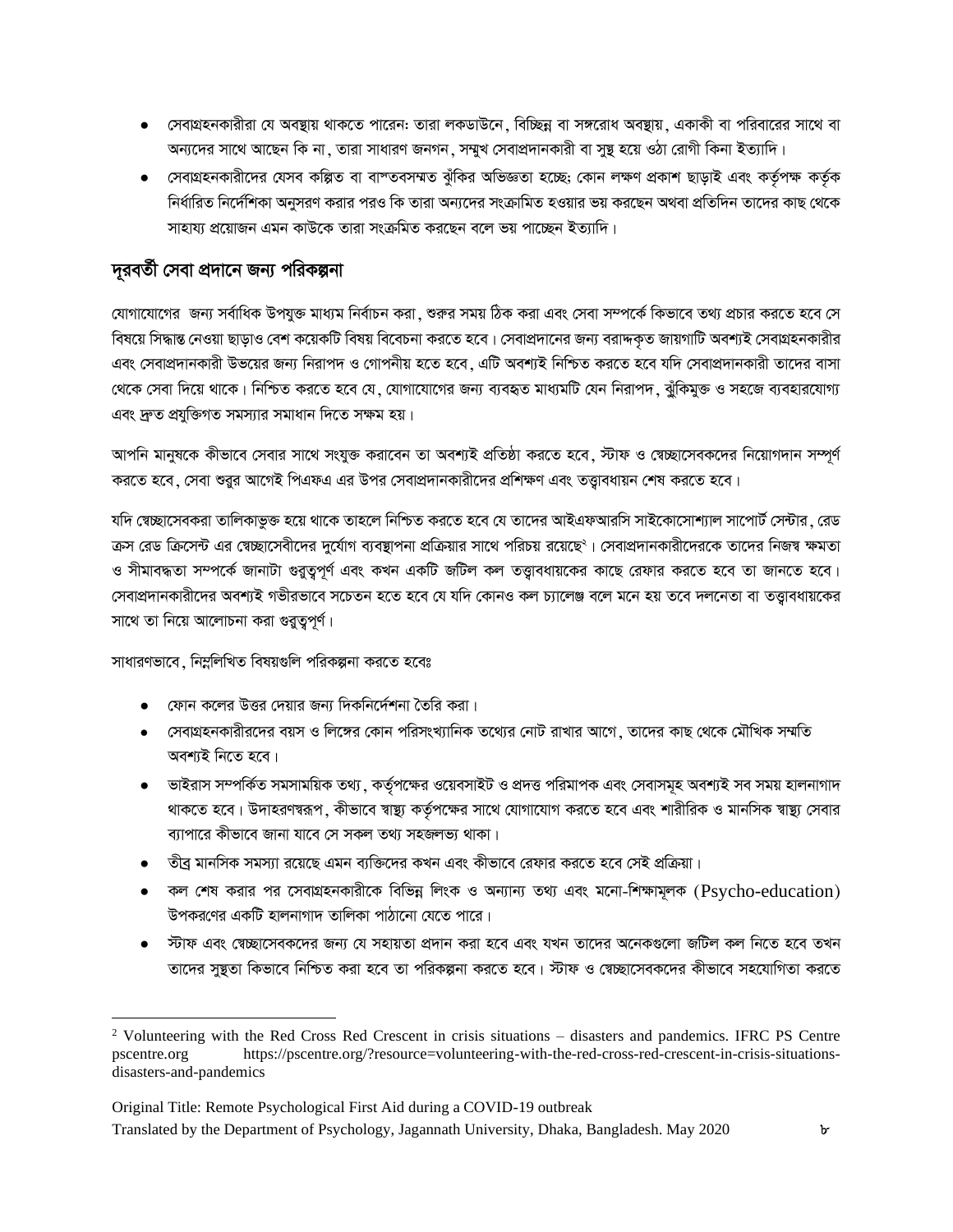- সেবাগ্রহনকারীরা যে অবস্থায় থাকতে পারেন: তারা লকডাউনে, বিচ্ছিন্ন বা সঙ্গরোধ অবস্থায়, একাকী বা পরিবারের সাথে বা অন্যদের সাথে আছেন কি না, তারা সাধারণ জনগন, সম্মুখ সেবাপ্রদানকারী বা সুস্থ হয়ে ওঠা রোগী কিনা ইত্যাদি।
- সেবাগ্রহনকারীদের যেসব কল্পিত বা বাস্তবসম্মত ঝুঁকির অভিজ্ঞতা হচ্ছে: কোন লক্ষণ প্রকাশ ছাড়াই এবং কর্তৃপক্ষ কর্তৃক নির্ধারিত নির্দেশিকা অনুসরণ করার পরও কি তারা অন্যদের সংক্রামিত হওয়ার ভয় করছেন অথবা প্রতিদিন তাদের কাছ থেকে সাহায্য প্রয়োজন এমন কাউকে তারা সংক্রমিত করছেন বলে ভয় পাচ্ছেন ইত্যাদি।

## দূরবর্তী সেবা প্রদানে জন্য পরিকল্পনা

যোগাযোগের জন্য সর্বাধিক উপযুক্ত মাধ্যম নির্বাচন করা, শুরুর সময় ঠিক করা এবং সেবা সম্পর্কে কিভাবে তথ্য প্রচার করতে হবে সে বিষয়ে সিদ্ধান্ত নেওয়া ছাড়াও বেশ কয়েকটি বিষয় বিবেচনা করতে হবে। সেবাপ্রদানের জন্য বরাদ্দকৃত জায়গাটি অবশ্যই সেবাগ্রহনকারীর এবং সেবাপ্রদানকারী উভয়ের জন্য নিরাপদ ও গোপনীয় হতে হবে, এটি অবশ্যই নিশ্চিত করতে হবে যদি সেবাপ্রদানকারী তাদের বাসা থেকে সেবা দিয়ে থাকে। নিশ্চিত করতে হবে যে, যোগাযোগের জন্য ব্যবহৃত মাধ্যমটি যেন নিরাপদ, ঝুঁকিমুক্ত ও সহজে ব্যবহারযোগ্য এবং দ্রুত প্রযুক্তিগত সমস্যার সমাধান দিতে সক্ষম হয়।

আপনি মানুষকে কীভাবে সেবার সাথে সংযুক্ত করাবেন তা অবশ্যই প্রতিষ্ঠা করতে হবে, স্টাফ ও স্বেচ্ছাসেবকদের নিয়োগদান সম্পূর্ণ করতে হবে, সেবা শুরুর আগেই পিএফএ এর উপর সেবাপ্রদানকারীদের প্রশিক্ষণ এবং তত্ত্বাবধায়ন শেষ করতে হবে।

যদি স্বেচ্ছাসেবকরা তালিকাভুক্ত হয়ে থাকে তাহলে নিশ্চিত করতে হবে যে তাদের আইএফআরসি সাইকোসোশ্যাল সাপোর্ট সেন্টার, রেড ক্রস রেড ক্রিসেন্ট এর স্বেচ্ছাসেবীদের দুর্যোগ ব্যবস্থাপনা প্রক্রিয়ার সাথে পরিচয় রয়েছে[২]। সেবাপ্রদানকারীদেরকে তাদের নিজস্ব ক্ষমতা ও সীমাবদ্ধতা সম্পর্কে জানানো গুরুত্বপূর্ণ এবং কখন একটি জটিল কল তত্ত্বাবধায়কের কাছে রেফার করতে হবে তা জানতে হবে। সেবাপ্রদানকারীদের অবশ্যই গভীরভাবে সচেতন হতে হবে যে যদি কোনও কল চ্যালেঞ্জ বলে মনে হয় তবে দলনেতা বা তত্ত্বাবধায়কের সাথে তা নিয়ে আলোচনা করা গুরুত্বপূর্ণ।

সাধারণভাবে, নিম্নলিখিত বিষয়গুলি পরিকল্পনা করতে হবেঃ

- ফোন কলের উত্তর দেয়ার জন্য দিকনির্দেশনা তৈরি করা।
- সেবাগ্রহনকারীরদের বয়স ও লিঙ্গের কোন পরিসংখ্যানিক তথ্যের নোট রাখার আগে, তাদের কাছ থেকে মৌখিক সম্মতি অবশ্যই নিতে হবে।
- ভাইরাস সম্পর্কিত সমসাময়িক তথ্য, কর্তৃপক্ষের ওয়েবসাইট ও প্রদত্ত পরিমাপক এবং সেবাসমূহ অবশ্যই সব সময় হালনাগাদ থাকতে হবে। উদাহরণস্বরূপ, কীভাবে স্বাস্থ্য কর্তৃপক্ষের সাথে যোগাযোগ করতে হবে এবং শারীরিক ও মানসিক স্বাস্থ্য সেবার ব্যাপারে কীভাবে জানা যাবে সে সকল তথ্য সহজলভ্য থাকা।
- তীব্র মানসিক সমস্যা রয়েছে এমন ব্যক্তিদের কখন এবং কীভাবে রেফার করতে হবে সেই প্রক্রিয়া।
- কল শেষ করার পর সেবাগ্রহনকারীকে বিভিন্ন লিংক ও অন্যান্য তথ্য এবং মনো-শিক্ষামূলক (Psycho-education) উপকরণের একটি হালনাগাদ তালিকা পাঠানো যেতে পারে।
- স্টাফ এবং স্বেচ্ছাসেবকদের জন্য যে সহায়তা প্রদান করা হবে এবং যখন তাদের অনেকগুলো জটিল কল নিতে হবে তখন তাদের সুস্থতা কিভাবে নিশ্চিত করা হবে তা পরিকল্পনা করতে হবে। স্টাফ ও স্বেচ্ছাসেবকদের কীভাবে সহযোগিতা করতে

[2] Volunteering with the Red Cross Red Crescent in crisis situations – disasters and pandemics. IFRC PS Centre pscentre.org https://pscentre.org/?resource=volunteering-with-the-red-cross-red-crescent-in-crisis-situations-disasters-and-pandemics

Original Title: Remote Psychological First Aid during a COVID-19 outbreak
Translated by the Department of Psychology, Jagannath University, Dhaka, Bangladesh. May 2020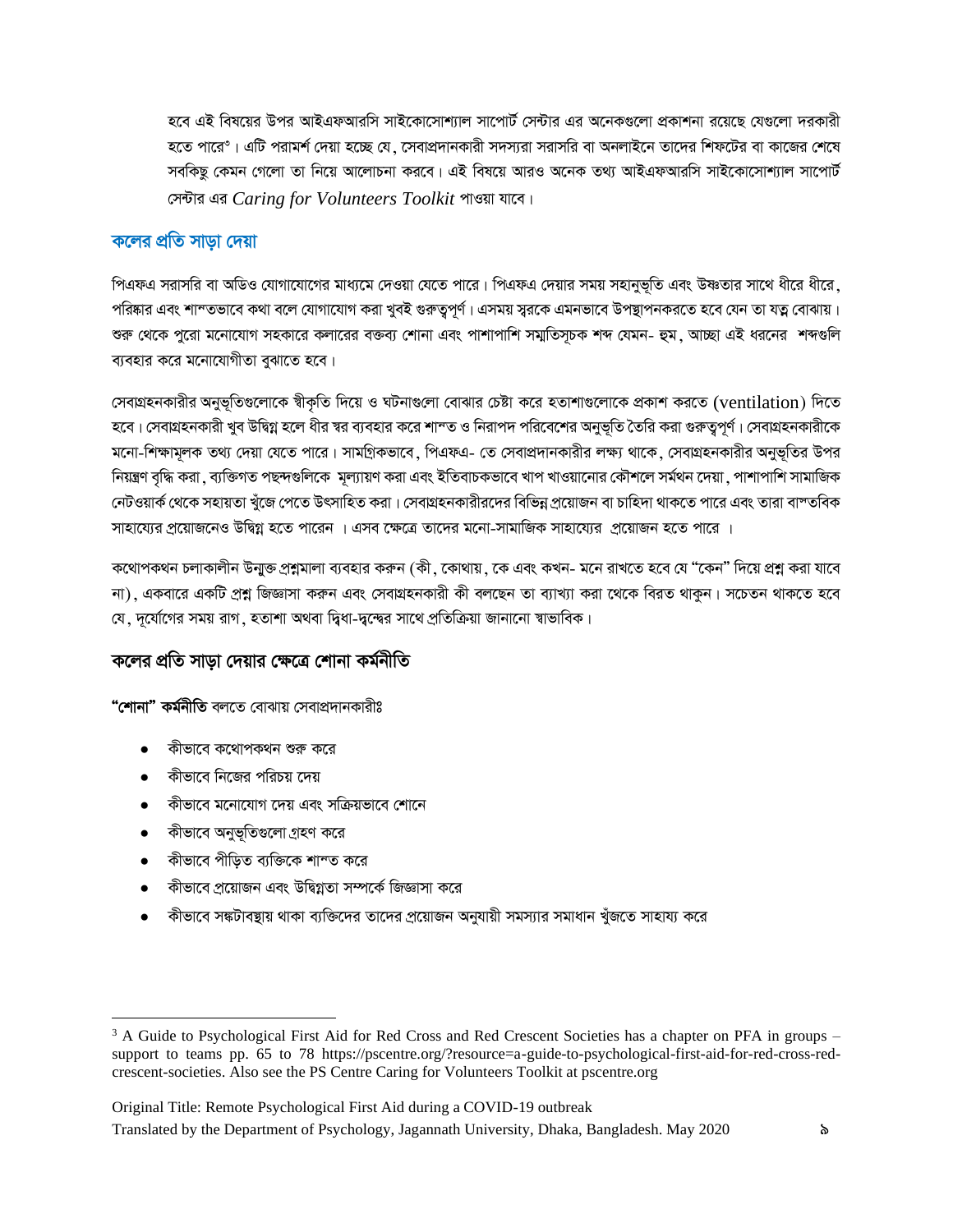হবে এই বিষয়ের উপর আইএফআরসি সাইকোসোশ্যাল সাপোর্ট সেন্টার এর অনেকগুলো প্রকাশনা রয়েছে যেগুলো দরকারী হতে পারে[3]। এটি পরামর্শ দেয়া হচ্ছে যে, সেবাপ্রদানকারী সদস্যরা সরাসরি বা অনলাইনে তাদের শিফটের বা কাজের শেষে সবকিছু কেমন গেলো তা নিয়ে আলোচনা করবে। এই বিষয়ে আরও অনেক তথ্য আইএফআরসি সাইকোসোশ্যাল সাপোর্ট সেন্টার এর *Caring for Volunteers Toolkit* পাওয়া যাবে।

## কলের প্রতি সাড়া দেয়া

পিএফএ সরাসরি বা অডিও যোগাযোগের মাধ্যমে দেওয়া যেতে পারে। পিএফএ দেয়ার সময় সহানুভূতি এবং উষ্ণতার সাথে ধীরে ধীরে, পরিষ্কার এবং শান্তভাবে কথা বলে যোগাযোগ করা খুবই গুরুত্বপূর্ণ। এসময় স্বরকে এমনভাবে উপস্থাপনকরতে হবে যেন তা যত্ন বোঝায়। শুরু থেকে পুরো মনোযোগ সহকারে কলারের বক্তব্য শোনা এবং পাশাপাশি সম্মতিসূচক শব্দ যেমন- হুম, আচ্ছা এই ধরনের শব্দগুলি ব্যবহার করে মনোযোগীতা বুঝাতে হবে।

সেবাগ্রহনকারীর অনুভূতিগুলোকে স্বীকৃতি দিয়ে ও ঘটনাগুলো বোঝার চেষ্টা করে হতাশাগুলোকে প্রকাশ করতে (ventilation) দিতে হবে। সেবাগ্রহনকারী খুব উদ্বিগ্ন হলে ধীর স্বর ব্যবহার করে শান্ত ও নিরাপদ পরিবেশের অনুভূতি তৈরি করা গুরুত্বপূর্ণ। সেবাগ্রহনকারীকে মনো-শিক্ষামূলক তথ্য দেয়া যেতে পারে। সামগ্রিকভাবে, পিএফএ- তে সেবাপ্রদানকারীর লক্ষ্য থাকে, সেবাগ্রহনকারীর অনুভূতির উপর নিয়ন্ত্রণ বৃদ্ধি করা, ব্যক্তিগত পছন্দগুলিকে মূল্যায়ণ করা এবং ইতিবাচকভাবে খাপ খাওয়ানোর কৌশলে সমর্থন দেয়া, পাশাপাশি সামাজিক নেটওয়ার্ক থেকে সহায়তা খুঁজে পেতে উৎসাহিত করা। সেবাগ্রহনকারীরদের বিভিন্ন প্রয়োজন বা চাহিদা থাকতে পারে এবং তারা বাস্তবিক সাহায্যের প্রয়োজনেও উদ্বিগ্ন হতে পারেন । এসব ক্ষেত্রে তাদের মনো-সামাজিক সাহায্যের প্রয়োজন হতে পারে ।

কথোপকথন চলাকালীন উন্মুক্ত প্রশ্নমালা ব্যবহার করুন (কী, কোথায়, কে এবং কখন- মনে রাখতে হবে যে "কেন" দিয়ে প্রশ্ন করা যাবে না), একবারে একটি প্রশ্ন জিজ্ঞাসা করুন এবং সেবাগ্রহনকারী কী বলছেন তা ব্যাখ্যা করা থেকে বিরত থাকুন। সচেতন থাকতে হবে যে, দূর্যোগের সময় রাগ, হতাশা অথবা দ্বিধা-দ্বন্দ্বের সাথে প্রতিক্রিয়া জানানো স্বাভাবিক।

## কলের প্রতি সাড়া দেয়ার ক্ষেত্রে শোনা কর্মনীতি

**"শোনা" কর্মনীতি** বলতে বোঝায় সেবাপ্রদানকারীঃ

- কীভাবে কথোপকথন শুরু করে
- কীভাবে নিজের পরিচয় দেয়
- কীভাবে মনোযোগ দেয় এবং সক্রিয়ভাবে শোনে
- কীভাবে অনুভূতিগুলো গ্রহণ করে
- কীভাবে পীড়িত ব্যক্তিকে শান্ত করে
- কীভাবে প্রয়োজন এবং উদ্বিগ্নতা সম্পর্কে জিজ্ঞাসা করে
- কীভাবে সঙ্কটাবস্থায় থাকা ব্যক্তিদের তাদের প্রয়োজন অনুযায়ী সমস্যার সমাধান খুঁজতে সাহায্য করে

---

[3] A Guide to Psychological First Aid for Red Cross and Red Crescent Societies has a chapter on PFA in groups – support to teams pp. 65 to 78 https://pscentre.org/?resource=a-guide-to-psychological-first-aid-for-red-cross-red-crescent-societies. Also see the PS Centre Caring for Volunteers Toolkit at pscentre.org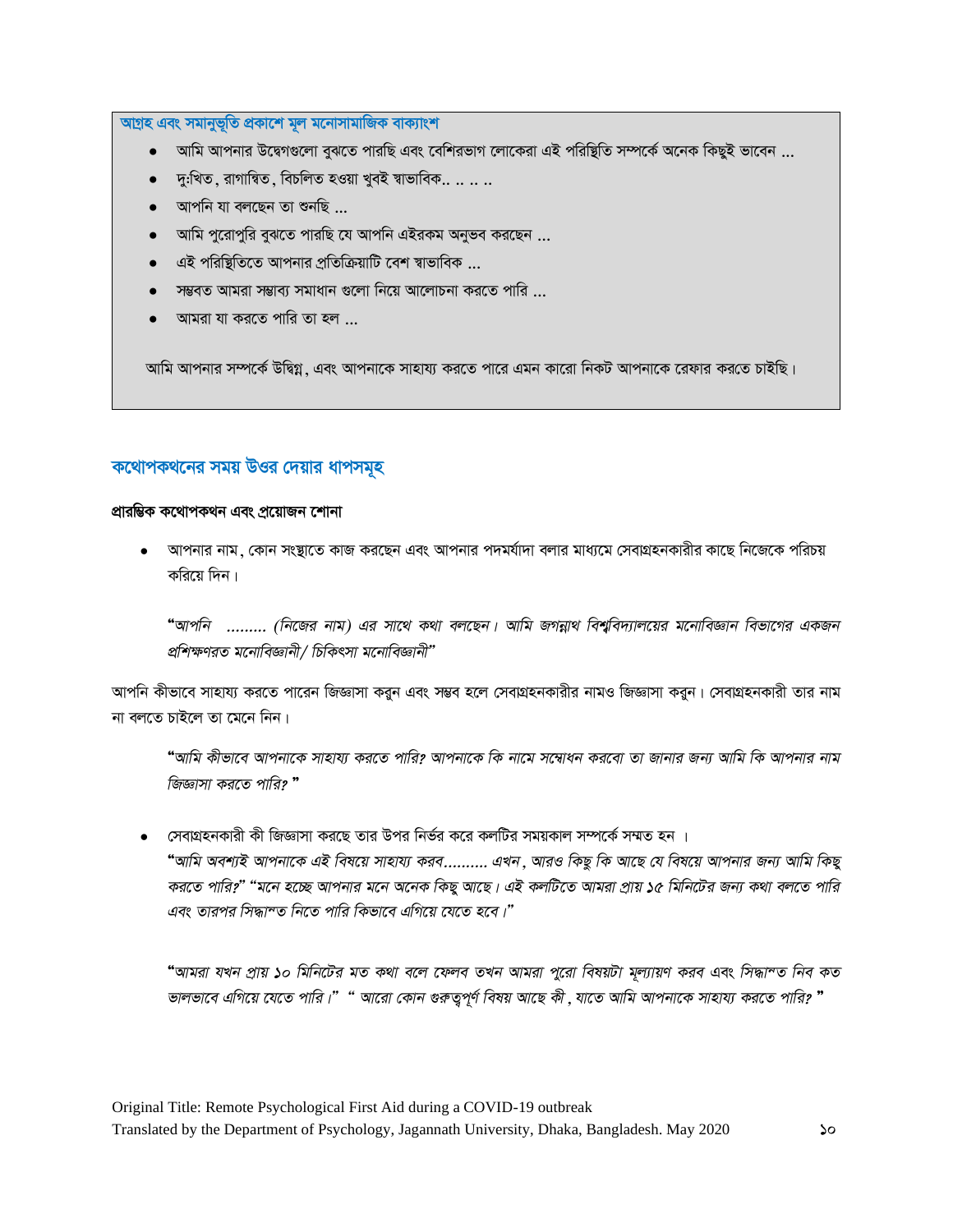**আগ্রহ এবং সমানুভূতি প্রকাশে মূল মনোসামাজিক বাক্যাংশ**

- আমি আপনার উদ্বেগগুলো বুঝতে পারছি এবং বেশিরভাগ লোকেরা এই পরিস্থিতি সম্পর্কে অনেক কিছুই ভাবেন ...
- দু:খিত, রাগান্বিত, বিচলিত হওয়া খুবই স্বাভাবিক.. .. .. ..
- আপনি যা বলছেন তা শুনছি ...
- আমি পুরোপুরি বুঝতে পারছি যে আপনি এইরকম অনুভব করছেন ...
- এই পরিস্থিতিতে আপনার প্রতিক্রিয়াটি বেশ স্বাভাবিক ...
- সম্ভবত আমরা সম্ভাব্য সমাধান গুলো নিয়ে আলোচনা করতে পারি ...
- আমরা যা করতে পারি তা হল ...

আমি আপনার সম্পর্কে উদ্বিগ্ন, এবং আপনাকে সাহায্য করতে পারে এমন কারো নিকট আপনাকে রেফার করতে চাইছি।

## কথোপকথনের সময় উত্তর দেয়ার ধাপসমূহ

**প্রারম্ভিক কথোপকথন এবং প্রয়োজন শোনা**

- আপনার নাম, কোন সংস্থাতে কাজ করছেন এবং আপনার পদমর্যাদা বলার মাধ্যমে সেবাগ্রহনকারীর কাছে নিজেকে পরিচয় করিয়ে দিন।

  "*আপনি ......... (নিজের নাম) এর সাথে কথা বলছেন। আমি জগন্নাথ বিশ্ববিদ্যালয়ের মনোবিজ্ঞান বিভাগের একজন প্রশিক্ষণরত মনোবিজ্ঞানী/ চিকিৎসা মনোবিজ্ঞানী*"

আপনি কীভাবে সাহায্য করতে পারেন জিজ্ঞাসা করুন এবং সম্ভব হলে সেবাগ্রহনকারীর নামও জিজ্ঞাসা করুন। সেবাগ্রহনকারী তার নাম না বলতে চাইলে তা মেনে নিন।

  "*আমি কীভাবে আপনাকে সাহায্য করতে পারি? আপনাকে কি নামে সম্বোধন করবো তা জানার জন্য আমি কি আপনার নাম জিজ্ঞাসা করতে পারি?* "

- সেবাগ্রহনকারী কী জিজ্ঞাসা করছে তার উপর নির্ভর করে কলটির সময়কাল সম্পর্কে সম্মত হন ।
  "*আমি অবশ্যই আপনাকে এই বিষয়ে সাহায্য করব.......... এখন, আরও কিছু কি আছে যে বিষয়ে আপনার জন্য আমি কিছু করতে পারি?*" "*মনে হচ্ছে আপনার মনে অনেক কিছু আছে। এই কলটিতে আমরা প্রায় ১৫ মিনিটের জন্য কথা বলতে পারি এবং তারপর সিদ্ধান্ত নিতে পারি কিভাবে এগিয়ে যেতে হবে।*"

  "*আমরা যখন প্রায় ১০ মিনিটের মত কথা বলে ফেলব তখন আমরা পুরো বিষয়টা মূল্যায়ণ করব এবং সিদ্ধান্ত নিব কত ভালভাবে এগিয়ে যেতে পারি।*" " *আরো কোন গুরুত্বপূর্ণ বিষয় আছে কী, যাতে আমি আপনাকে সাহায্য করতে পারি?* "

Original Title: Remote Psychological First Aid during a COVID-19 outbreak
Translated by the Department of Psychology, Jagannath University, Dhaka, Bangladesh. May 2020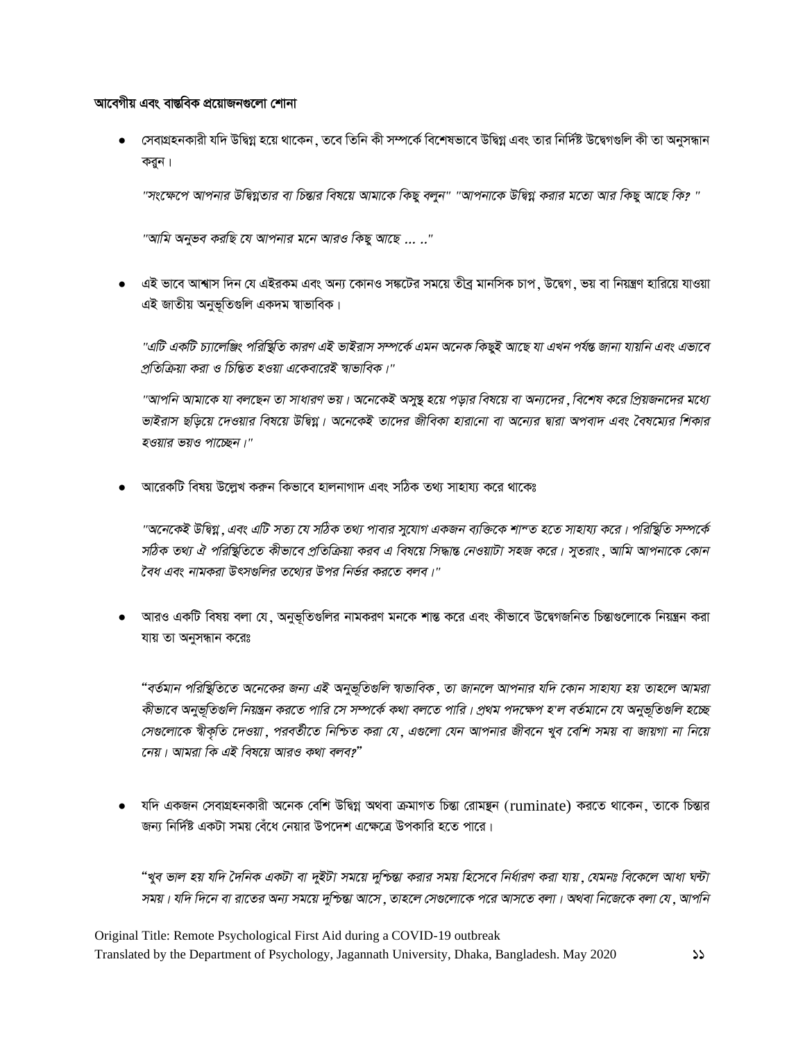**আবেগীয় এবং বাস্তবিক প্রয়োজনগুলো শোনা**

- সেবাগ্রহনকারী যদি উদ্বিগ্ন হয়ে থাকেন, তবে তিনি কী সম্পর্কে বিশেষভাবে উদ্বিগ্ন এবং তার নির্দিষ্ট উদ্বেগগুলি কী তা অনুসন্ধান করুন।

  *"সংক্ষেপে আপনার উদ্বিগ্নতার বা চিন্তার বিষয়ে আমাকে কিছু বলুন" "আপনাকে উদ্বিগ্ন করার মতো আর কিছু আছে কি? "*

  *"আমি অনুভব করছি যে আপনার মনে আরও কিছু আছে ... .."*

- এই ভাবে আশ্বাস দিন যে এইরকম এবং অন্য কোনও সঙ্কটের সময়ে তীব্র মানসিক চাপ, উদ্বেগ, ভয় বা নিয়ন্ত্রণ হারিয়ে যাওয়া এই জাতীয় অনুভূতিগুলি একদম স্বাভাবিক।

  *"এটি একটি চ্যালেঞ্জিং পরিস্থিতি কারণ এই ভাইরাস সম্পর্কে এমন অনেক কিছুই আছে যা এখন পর্যন্ত জানা যায়নি এবং এভাবে প্রতিক্রিয়া করা ও চিন্তিত হওয়া একেবারেই স্বাভাবিক।"*

  *"আপনি আমাকে যা বলছেন তা সাধারণ ভয়। অনেকেই অসুস্থ হয়ে পড়ার বিষয়ে বা অন্যদের, বিশেষ করে প্রিয়জনদের মধ্যে ভাইরাস ছড়িয়ে দেওয়ার বিষয়ে উদ্বিগ্ন। অনেকেই তাদের জীবিকা হারানো বা অন্যের দ্বারা অপবাদ এবং বৈষম্যের শিকার হওয়ার ভয়ও পাচ্ছেন।"*

- আরেকটি বিষয় উল্লেখ করুন কিভাবে হালনাগাদ এবং সঠিক তথ্য সাহায্য করে থাকেঃ

  *"অনেকেই উদ্বিগ্ন, এবং এটি সত্য যে সঠিক তথ্য পাবার সুযোগ একজন ব্যক্তিকে শান্ত হতে সাহায্য করে। পরিস্থিতি সম্পর্কে সঠিক তথ্য ঐ পরিস্থিতিতে কীভাবে প্রতিক্রিয়া করব এ বিষয়ে সিদ্ধান্ত নেওয়াটা সহজ করে। সুতরাং, আমি আপনাকে কোন বৈধ এবং নামকরা উৎসগুলির তথ্যের উপর নির্ভর করতে বলব।"*

- আরও একটি বিষয় বলা যে, অনুভূতিগুলির নামকরণ মনকে শান্ত করে এবং কীভাবে উদ্বেগজনিত চিন্তাগুলোকে নিয়ন্ত্রন করা যায় তা অনুসন্ধান করেঃ

  *"বর্তমান পরিস্থিতিতে অনেকের জন্য এই অনুভূতিগুলি স্বাভাবিক, তা জানলে আপনার যদি কোন সাহায্য হয় তাহলে আমরা কীভাবে অনুভূতিগুলি নিয়ন্ত্রন করতে পারি সে সম্পর্কে কথা বলতে পারি। প্রথম পদক্ষেপ হ'ল বর্তমানে যে অনুভূতিগুলি হচ্ছে সেগুলোকে স্বীকৃতি দেওয়া, পরবর্তীতে নিশ্চিত করা যে, এগুলো যেন আপনার জীবনে খুব বেশি সময় বা জায়গা না নিয়ে নেয়। আমরা কি এই বিষয়ে আরও কথা বলব?"*

- যদি একজন সেবাগ্রহনকারী অনেক বেশি উদ্বিগ্ন অথবা ক্রমাগত চিন্তা রোমন্থন (ruminate) করতে থাকেন, তাকে চিন্তার জন্য নির্দিষ্ট একটা সময় বেঁধে নেয়ার উপদেশ এক্ষেত্রে উপকারি হতে পারে।

  *"খুব ভাল হয় যদি দৈনিক একটা বা দুইটা সময়ে দুশ্চিন্তা করার সময় হিসেবে নির্ধারণ করা যায়, যেমনঃ বিকেলে আধা ঘন্টা সময়। যদি দিনে বা রাতের অন্য সময়ে দুশ্চিন্তা আসে, তাহলে সেগুলোকে পরে আসতে বলা। অথবা নিজেকে বলা যে, আপনি*

Original Title: Remote Psychological First Aid during a COVID-19 outbreak
Translated by the Department of Psychology, Jagannath University, Dhaka, Bangladesh. May 2020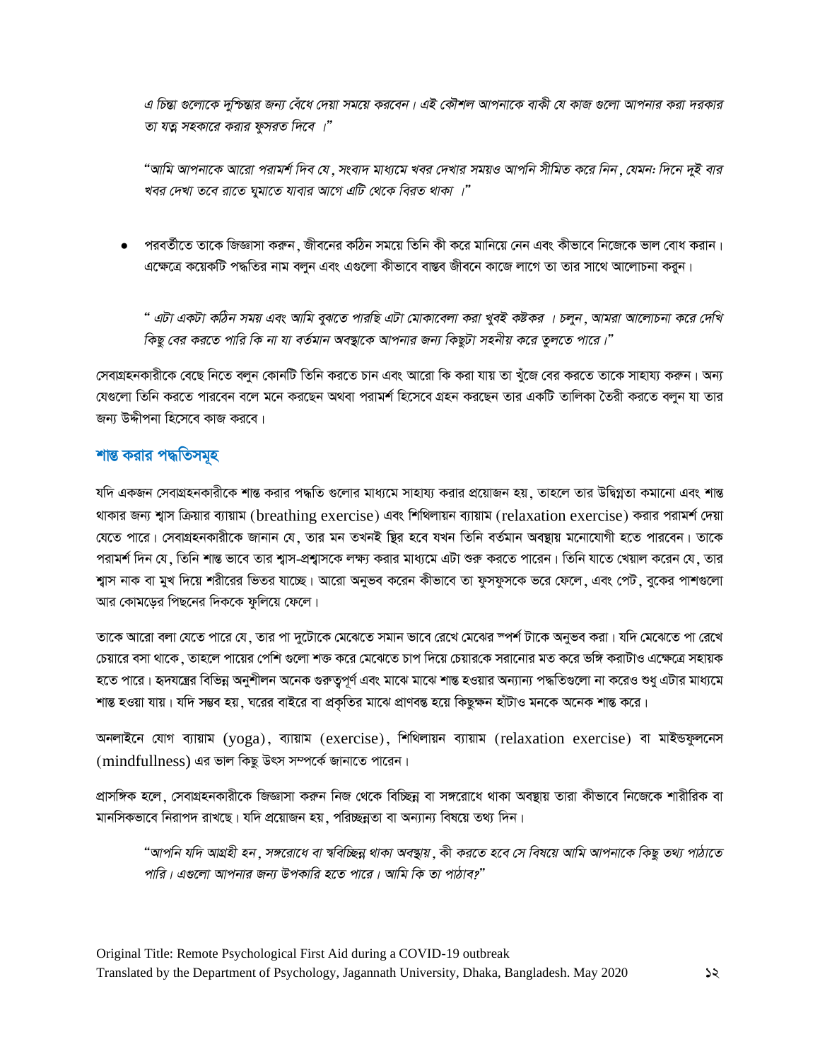*এ চিন্তা গুলোকে দুশ্চিন্তার জন্য বেঁধে দেয়া সময়ে করবেন। এই কৌশল আপনাকে বাকী যে কাজ গুলো আপনার করা দরকার তা যত্ন সহকারে করার ফুসরত দিবে ।"*

*"আমি আপনাকে আরো পরামর্শ দিব যে, সংবাদ মাধ্যমে খবর দেখার সময়ও আপনি সীমিত করে নিন, যেমন: দিনে দুই বার খবর দেখা তবে রাতে ঘুমাতে যাবার আগে এটি থেকে বিরত থাকা ।"*

- পরবর্তীতে তাকে জিজ্ঞাসা করুন, জীবনের কঠিন সময়ে তিনি কী করে মানিয়ে নেন এবং কীভাবে নিজেকে ভাল বোধ করান। এক্ষেত্রে কয়েকটি পদ্ধতির নাম বলুন এবং এগুলো কীভাবে বাস্তব জীবনে কাজে লাগে তা তার সাথে আলোচনা করুন।

*" এটা একটা কঠিন সময় এবং আমি বুঝতে পারছি এটা মোকাবেলা করা খুবই কষ্টকর । চলুন, আমরা আলোচনা করে দেখি কিছু বের করতে পারি কি না যা বর্তমান অবস্থাকে আপনার জন্য কিছুটা সহনীয় করে তুলতে পারে।"*

সেবাগ্রহনকারীকে বেছে নিতে বলুন কোনটি তিনি করতে চান এবং আরো কি করা যায় তা খুঁজে বের করতে তাকে সাহায্য করুন। অন্য যেগুলো তিনি করতে পারবেন বলে মনে করছেন অথবা পরামর্শ হিসেবে গ্রহন করছেন তার একটি তালিকা তৈরী করতে বলুন যা তার জন্য উদ্দীপনা হিসেবে কাজ করবে।

## শান্ত করার পদ্ধতিসমূহ

যদি একজন সেবাগ্রহনকারীকে শান্ত করার পদ্ধতি গুলোর মাধ্যমে সাহায্য করার প্রয়োজন হয়, তাহলে তার উদ্বিগ্নতা কমানো এবং শান্ত থাকার জন্য শ্বাস ক্রিয়ার ব্যায়াম (breathing exercise) এবং শিথিলায়ন ব্যায়াম (relaxation exercise) করার পরামর্শ দেয়া যেতে পারে। সেবাগ্রহনকারীকে জানান যে, তার মন তখনই স্থির হবে যখন তিনি বর্তমান অবস্থায় মনোযোগী হতে পারবেন। তাকে পরামর্শ দিন যে, তিনি শান্ত ভাবে তার শ্বাস-প্রশ্বাসকে লক্ষ্য করার মাধ্যমে এটা শুরু করতে পারেন। তিনি যাতে খেয়াল করেন যে, তার শ্বাস নাক বা মুখ দিয়ে শরীরের ভিতর যাচ্ছে। আরো অনুভব করেন কীভাবে তা ফুসফুসকে ভরে ফেলে, এবং পেট, বুকের পাশগুলো আর কোমড়ের পিছনের দিককে ফুলিয়ে ফেলে।

তাকে আরো বলা যেতে পারে যে, তার পা দুটোকে মেঝেতে সমান ভাবে রেখে মেঝের স্পর্শ টাকে অনুভব করা। যদি মেঝেতে পা রেখে চেয়ারে বসা থাকে, তাহলে পায়ের পেশি গুলো শক্ত করে মেঝেতে চাপ দিয়ে চেয়ারকে সরানোর মত করে ভঙ্গি করাটাও এক্ষেত্রে সহায়ক হতে পারে। হৃদযন্ত্রের বিভিন্ন অনুশীলন অনেক গুরুত্বপূর্ণ এবং মাঝে মাঝে শান্ত হওয়ার অন্যান্য পদ্ধতিগুলো না করেও শুধু এটার মাধ্যমে শান্ত হওয়া যায়। যদি সম্ভব হয়, ঘরের বাইরে বা প্রকৃতির মাঝে প্রাণবন্ত হয়ে কিছুক্ষন হাঁটাও মনকে অনেক শান্ত করে।

অনলাইনে যোগ ব্যায়াম (yoga), ব্যায়াম (exercise), শিথিলায়ন ব্যায়াম (relaxation exercise) বা মাইন্ডফুলনেস (mindfullness) এর ভাল কিছু উৎস সম্পর্কে জানাতে পারেন।

প্রাসঙ্গিক হলে, সেবাগ্রহনকারীকে জিজ্ঞাসা করুন নিজ থেকে বিচ্ছিন্ন বা সঙ্গরোধে থাকা অবস্থায় তারা কীভাবে নিজেকে শারীরিক বা মানসিকভাবে নিরাপদ রাখছে। যদি প্রয়োজন হয়, পরিচ্ছন্নতা বা অন্যান্য বিষয়ে তথ্য দিন।

*"আপনি যদি আগ্রহী হন, সঙ্গরোধে বা স্ববিচ্ছিন্ন থাকা অবস্থায়, কী করতে হবে সে বিষয়ে আমি আপনাকে কিছু তথ্য পাঠাতে পারি। এগুলো আপনার জন্য উপকারি হতে পারে। আমি কি তা পাঠাব?"*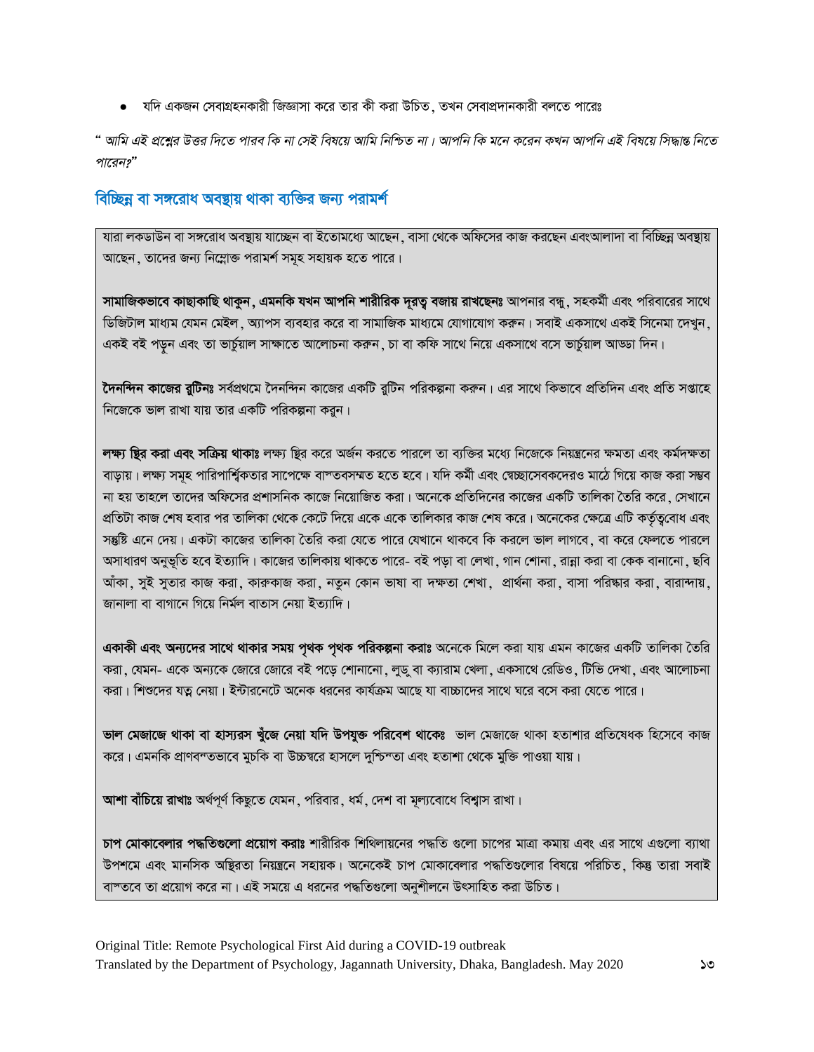- যদি একজন সেবাগ্রহনকারী জিজ্ঞাসা করে তার কী করা উচিত, তখন সেবাপ্রদানকারী বলতে পারেঃ

*" আমি এই প্রশ্নের উত্তর দিতে পারব কি না সেই বিষয়ে আমি নিশ্চিত না। আপনি কি মনে করেন কখন আপনি এই বিষয়ে সিদ্ধান্ত নিতে পারেন?"*

## বিচ্ছিন্ন বা সঙ্গরোধ অবস্থায় থাকা ব্যক্তির জন্য পরামর্শ

যারা লকডাউন বা সঙ্গরোধ অবস্থায় যাচ্ছেন বা ইতোমধ্যে আছেন, বাসা থেকে অফিসের কাজ করছেন এবংআলাদা বা বিচ্ছিন্ন অবস্থায় আছেন, তাদের জন্য নিম্নোক্ত পরামর্শ সমূহ সহায়ক হতে পারে।

**সামাজিকভাবে কাছাকাছি থাকুন, এমনকি যখন আপনি শারীরিক দূরত্ব বজায় রাখছেনঃ** আপনার বন্ধু, সহকর্মী এবং পরিবারের সাথে ডিজিটাল মাধ্যম যেমন মেইল, অ্যাপস ব্যবহার করে বা সামাজিক মাধ্যমে যোগাযোগ করুন। সবাই একসাথে একই সিনেমা দেখুন, একই বই পড়ুন এবং তা ভার্চুয়াল সাক্ষাতে আলোচনা করুন, চা বা কফি সাথে নিয়ে একসাথে বসে ভার্চুয়াল আড্ডা দিন।

**দৈনন্দিন কাজের রুটিনঃ** সর্বপ্রথমে দৈনন্দিন কাজের একটি রুটিন পরিকল্পনা করুন। এর সাথে কিভাবে প্রতিদিন এবং প্রতি সপ্তাহে নিজেকে ভাল রাখা যায় তার একটি পরিকল্পনা করুন।

**লক্ষ্য স্থির করা এবং সক্রিয় থাকাঃ** লক্ষ্য স্থির করে অর্জন করতে পারলে তা ব্যক্তির মধ্যে নিজেকে নিয়ন্ত্রনের ক্ষমতা এবং কর্মদক্ষতা বাড়ায়। লক্ষ্য সমূহ পারিপার্শ্বিকতার সাপেক্ষে বাস্তবসম্মত হতে হবে। যদি কর্মী এবং স্বেচ্ছাসেবকদেরও মাঠে গিয়ে কাজ করা সম্ভব না হয় তাহলে তাদের অফিসের প্রশাসনিক কাজে নিয়োজিত করা। অনেকে প্রতিদিনের কাজের একটি তালিকা তৈরি করে, সেখানে প্রতিটা কাজ শেষ হবার পর তালিকা থেকে কেটে দিয়ে একে একে তালিকার কাজ শেষ করে। অনেকের ক্ষেত্রে এটি কর্তৃত্ববোধ এবং সন্তুষ্টি এনে দেয়। একটা কাজের তালিকা তৈরি করা যেতে পারে যেখানে থাকবে কি করলে ভাল লাগবে, বা করে ফেলতে পারলে অসাধারণ অনুভূতি হবে ইত্যাদি। কাজের তালিকায় থাকতে পারে- বই পড়া বা লেখা, গান শোনা, রান্না করা বা কেক বানানো, ছবি আঁকা, সুই সুতার কাজ করা, কারুকাজ করা, নতুন কোন ভাষা বা দক্ষতা শেখা, প্রার্থনা করা, বাসা পরিষ্কার করা, বারান্দায়, জানালা বা বাগানে গিয়ে নির্মল বাতাস নেয়া ইত্যাদি।

**একাকী এবং অন্যদের সাথে থাকার সময় পৃথক পৃথক পরিকল্পনা করাঃ** অনেকে মিলে করা যায় এমন কাজের একটি তালিকা তৈরি করা, যেমন- একে অন্যকে জোরে জোরে বই পড়ে শোনানো, লুডু বা ক্যারাম খেলা, একসাথে রেডিও, টিভি দেখা, এবং আলোচনা করা। শিশুদের যত্ন নেয়া। ইন্টারনেটে অনেক ধরনের কার্যক্রম আছে যা বাচ্চাদের সাথে ঘরে বসে করা যেতে পারে।

**ভাল মেজাজে থাকা বা হাস্যরস খুঁজে নেয়া যদি উপযুক্ত পরিবেশ থাকেঃ** ভাল মেজাজে থাকা হতাশার প্রতিষেধক হিসেবে কাজ করে। এমনকি প্রাণবন্তভাবে মুচকি বা উচ্চস্বরে হাসলে দুশ্চিন্তা এবং হতাশা থেকে মুক্তি পাওয়া যায়।

**আশা বাঁচিয়ে রাখাঃ** অর্থপূর্ণ কিছুতে যেমন, পরিবার, ধর্ম, দেশ বা মূল্যবোধে বিশ্বাস রাখা।

**চাপ মোকাবেলার পদ্ধতিগুলো প্রয়োগ করাঃ** শারীরিক শিথিলায়নের পদ্ধতি গুলো চাপের মাত্রা কমায় এবং এর সাথে এগুলো ব্যাথা উপশমে এবং মানসিক অস্থিরতা নিয়ন্ত্রনে সহায়ক। অনেকেই চাপ মোকাবেলার পদ্ধতিগুলোর বিষয়ে পরিচিত, কিন্তু তারা সবাই বাস্তবে তা প্রয়োগ করে না। এই সময়ে এ ধরনের পদ্ধতিগুলো অনুশীলনে উৎসাহিত করা উচিত।

Original Title: Remote Psychological First Aid during a COVID-19 outbreak
Translated by the Department of Psychology, Jagannath University, Dhaka, Bangladesh. May 2020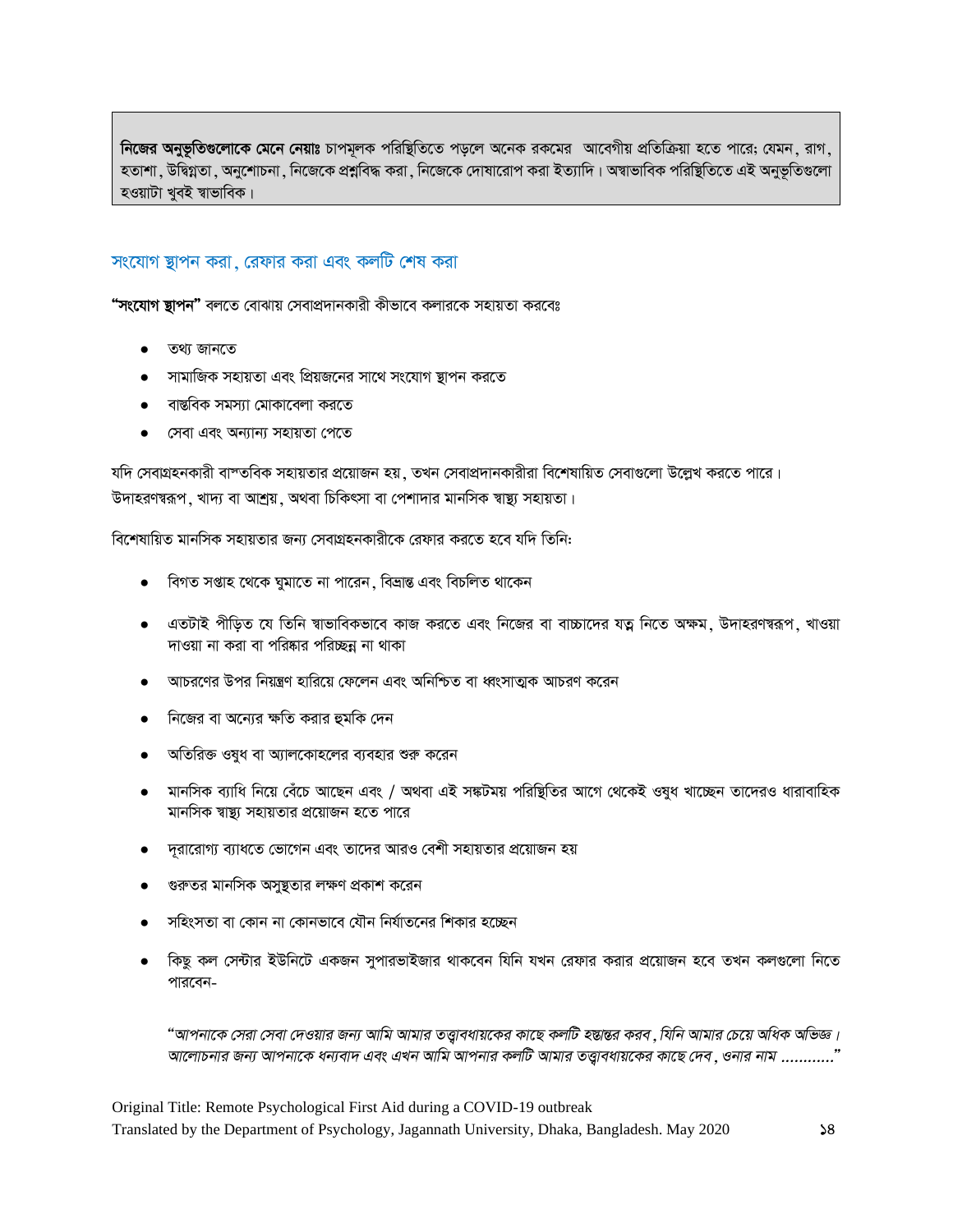**নিজের অনুভূতিগুলোকে মেনে নেয়াঃ** চাপমূলক পরিস্থিতিতে পড়লে অনেক রকমের  আবেগীয় প্রতিক্রিয়া হতে পারে; যেমন, রাগ, হতাশা, উদ্বিগ্নতা, অনুশোচনা, নিজেকে প্রশ্নবিদ্ধ করা, নিজেকে দোষারোপ করা ইত্যাদি। অস্বাভাবিক পরিস্থিতিতে এই অনুভূতিগুলো হওয়াটা খুবই স্বাভাবিক।

## সংযোগ স্থাপন করা, রেফার করা এবং কলটি শেষ করা

**"সংযোগ স্থাপন"** বলতে বোঝায় সেবাপ্রদানকারী কীভাবে কলারকে সহায়তা করবেঃ

- তথ্য জানতে
- সামাজিক সহায়তা এবং প্রিয়জনের সাথে সংযোগ স্থাপন করতে
- বাস্তবিক সমস্যা মোকাবেলা করতে
- সেবা এবং অন্যান্য সহায়তা পেতে

যদি সেবাগ্রহনকারী বাস্তবিক সহায়তার প্রয়োজন হয়, তখন সেবাপ্রদানকারীরা বিশেষায়িত সেবাগুলো উল্লেখ করতে পারে। উদাহরণস্বরূপ, খাদ্য বা আশ্রয়, অথবা চিকিৎসা বা পেশাদার মানসিক স্বাস্থ্য সহায়তা।

বিশেষায়িত মানসিক সহায়তার জন্য সেবাগ্রহনকারীকে রেফার করতে হবে যদি তিনি:

- বিগত সপ্তাহ থেকে ঘুমাতে না পারেন, বিভ্রান্ত এবং বিচলিত থাকেন
- এতটাই পীড়িত যে তিনি স্বাভাবিকভাবে কাজ করতে এবং নিজের বা বাচ্চাদের যত্ন নিতে অক্ষম, উদাহরণস্বরূপ, খাওয়া দাওয়া না করা বা পরিষ্কার পরিচ্ছন্ন না থাকা
- আচরণের উপর নিয়ন্ত্রণ হারিয়ে ফেলেন এবং অনিশ্চিত বা ধ্বংসাত্মক আচরণ করেন
- নিজের বা অন্যের ক্ষতি করার হুমকি দেন
- অতিরিক্ত ওষুধ বা অ্যালকোহলের ব্যবহার শুরু করেন
- মানসিক ব্যাধি নিয়ে বেঁচে আছেন এবং / অথবা এই সঙ্কটময় পরিস্থিতির আগে থেকেই ওষুধ খাচ্ছেন তাদেরও ধারাবাহিক মানসিক স্বাস্থ্য সহায়তার প্রয়োজন হতে পারে
- দূরারোগ্য ব্যাধতে ভোগেন এবং তাদের আরও বেশী সহায়তার প্রয়োজন হয়
- গুরুতর মানসিক অসুস্থতার লক্ষণ প্রকাশ করেন
- সহিংসতা বা কোন না কোনভাবে যৌন নির্যাতনের শিকার হচ্ছেন
- কিছু কল সেন্টার ইউনিটে একজন সুপারভাইজার থাকবেন যিনি যখন রেফার করার প্রয়োজন হবে তখন কলগুলো নিতে পারবেন-

  *"আপনাকে সেরা সেবা দেওয়ার জন্য আমি আমার তত্ত্বাবধায়কের কাছে কলটি হস্তান্তর করব, যিনি আমার চেয়ে অধিক অভিজ্ঞ। আলোচনার জন্য আপনাকে ধন্যবাদ এবং এখন আমি আপনার কলটি আমার তত্ত্বাবধায়কের কাছে দেব, ওনার নাম ..........."*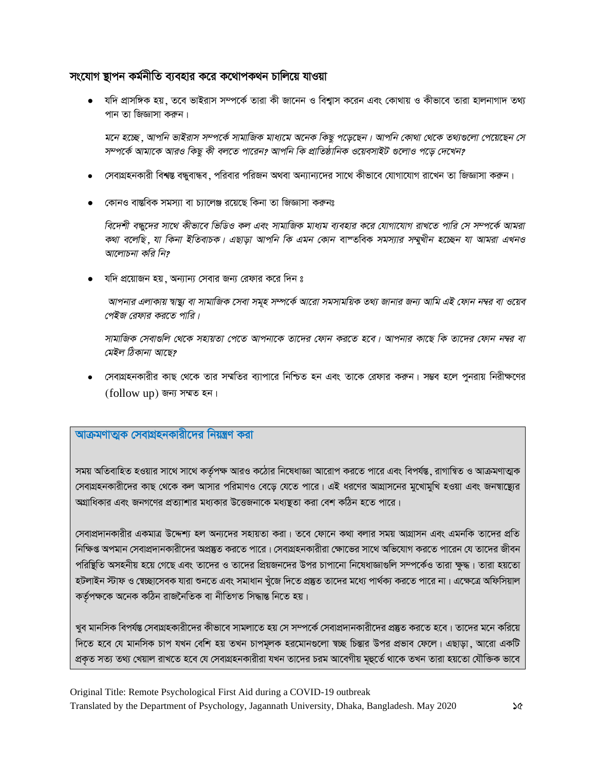## সংযোগ স্থাপন কর্মনীতি ব্যবহার করে কথোপকথন চালিয়ে যাওয়া

- যদি প্রাসঙ্গিক হয়, তবে ভাইরাস সম্পর্কে তারা কী জানেন ও বিশ্বাস করেন এবং কোথায় ও কীভাবে তারা হালনাগাদ তথ্য পান তা জিজ্ঞাসা করুন।

  *মনে হচ্ছে, আপনি ভাইরাস সম্পর্কে সামাজিক মাধ্যমে অনেক কিছু পড়েছেন। আপনি কোথা থেকে তথ্যগুলো পেয়েছেন সে সম্পর্কে আমাকে আরও কিছু কী বলতে পারেন? আপনি কি প্রাতিষ্ঠানিক ওয়েবসাইট গুলোও পড়ে দেখেন?*

- সেবাগ্রহনকারী বিশ্বস্ত বন্ধুবান্ধব, পরিবার পরিজন অথবা অন্যান্যদের সাথে কীভাবে যোগাযোগ রাখেন তা জিজ্ঞাসা করুন।

- কোনও বাস্তবিক সমস্যা বা চ্যালেঞ্জ রয়েছে কিনা তা জিজ্ঞাসা করুনঃ

  *বিদেশী বন্ধুদের সাথে কীভাবে ভিডিও কল এবং সামাজিক মাধ্যম ব্যবহার করে যোগাযোগ রাখতে পারি সে সম্পর্কে আমরা কথা বলেছি, যা কিনা ইতিবাচক। এছাড়া আপনি কি এমন কোন বাস্তবিক সমস্যার সম্মুখীন হচ্ছেন যা আমরা এখনও আলোচনা করি নি?*

- যদি প্রয়োজন হয়, অন্যান্য সেবার জন্য রেফার করে দিন ঃ

  *আপনার এলাকায় স্বাস্থ্য বা সামাজিক সেবা সমূহ সম্পর্কে আরো সমসাময়িক তথ্য জানার জন্য আমি এই ফোন নম্বর বা ওয়েব পেইজ রেফার করতে পারি।*

  *সামাজিক সেবাগুলি থেকে সহায়তা পেতে আপনাকে তাদের ফোন করতে হবে। আপনার কাছে কি তাদের ফোন নম্বর বা মেইল ঠিকানা আছে?*

- সেবাগ্রহনকারীর কাছ থেকে তার সম্মতির ব্যাপারে নিশ্চিত হন এবং তাকে রেফার করুন। সম্ভব হলে পুনরায় নিরীক্ষণের (follow up) জন্য সম্মত হন।

## আক্রমণাত্মক সেবাগ্রহনকারীদের নিয়ন্ত্রণ করা

সময় অতিবাহিত হওয়ার সাথে সাথে কর্তৃপক্ষ আরও কঠোর নিষেধাজ্ঞা আরোপ করতে পারে এবং বিপর্যস্ত, রাগান্বিত ও আক্রমণাত্মক সেবাগ্রহনকারীদের কাছ থেকে কল আসার পরিমাণও বেড়ে যেতে পারে। এই ধরণের আগ্রাসনের মুখোমুখি হওয়া এবং জনস্বাস্থ্যের অগ্রাধিকার এবং জনগণের প্রত্যাশার মধ্যকার উত্তেজনাকে মধ্যস্থতা করা বেশ কঠিন হতে পারে।

সেবাপ্রদানকারীর একমাত্র উদ্দেশ্য হল অন্যদের সহায়তা করা। তবে ফোনে কথা বলার সময় আগ্রাসন এবং এমনকি তাদের প্রতি নিক্ষিপ্ত অপমান সেবাপ্রদানকারীদের অপ্রস্তুত করতে পারে। সেবাগ্রহনকারীরা ক্ষোভের সাথে অভিযোগ করতে পারেন যে তাদের জীবন পরিস্থিতি অসহনীয় হয়ে গেছে এবং তাদের ও তাদের প্রিয়জনদের উপর চাপানো নিষেধাজ্ঞাগুলি সম্পর্কেও তারা ক্ষুব্ধ। তারা হয়তো হটলাইন স্টাফ ও স্বেচ্ছাসেবক যারা শুনতে এবং সমাধান খুঁজে দিতে প্রস্তুত তাদের মধ্যে পার্থক্য করতে পারে না। এক্ষেত্রে অফিসিয়াল কর্তৃপক্ষকে অনেক কঠিন রাজনৈতিক বা নীতিগত সিদ্ধান্ত নিতে হয়।

খুব মানসিক বিপর্যস্ত সেবাগ্রহকারীদের কীভাবে সামলাতে হয় সে সম্পর্কে সেবাপ্রদানকারীদের প্রস্তুত করতে হবে। তাদের মনে করিয়ে দিতে হবে যে মানসিক চাপ যখন বেশি হয় তখন চাপমূলক হরমোনগুলো স্বচ্ছ চিন্তার উপর প্রভাব ফেলে। এছাড়া, আরো একটি প্রকৃত সত্য তথ্য খেয়াল রাখতে হবে যে সেবাগ্রহনকারীরা যখন তাদের চরম আবেগীয় মূহুর্তে থাকে তখন তারা হয়তো যৌক্তিক ভাবে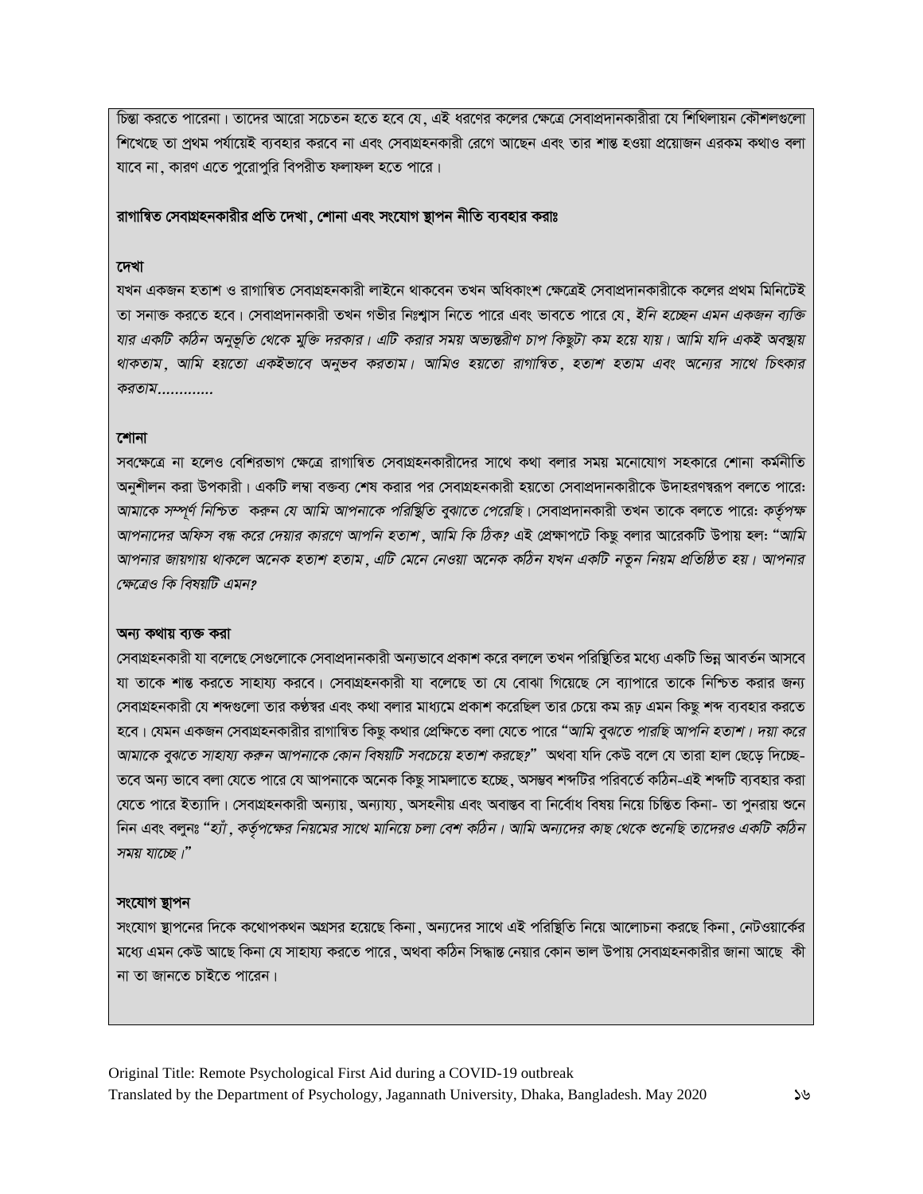চিন্তা করতে পারেনা। তাদের আরো সচেতন হতে হবে যে, এই ধরণের কলের ক্ষেত্রে সেবাপ্রদানকারীরা যে শিথিলায়ন কৌশলগুলো শিখেছে তা প্রথম পর্যায়েই ব্যবহার করবে না এবং সেবাগ্রহনকারী রেগে আছেন এবং তার শান্ত হওয়া প্রয়োজন এরকম কথাও বলা যাবে না, কারণ এতে পুরোপুরি বিপরীত ফলাফল হতে পারে।

**রাগান্বিত সেবাগ্রহনকারীর প্রতি দেখা, শোনা এবং সংযোগ স্থাপন নীতি ব্যবহার করাঃ**

**দেখা**

যখন একজন হতাশ ও রাগান্বিত সেবাগ্রহনকারী লাইনে থাকবেন তখন অধিকাংশ ক্ষেত্রেই সেবাপ্রদানকারীকে কলের প্রথম মিনিটেই তা সনাক্ত করতে হবে। সেবাপ্রদানকারী তখন গভীর নিঃশ্বাস নিতে পারে এবং ভাবতে পারে যে, *ইনি হচ্ছেন এমন একজন ব্যক্তি যার একটি কঠিন অনুভূতি থেকে মুক্তি দরকার। এটি করার সময় অভ্যন্তরীণ চাপ কিছুটা কম হয়ে যায়। আমি যদি একই অবস্থায় থাকতাম, আমি হয়তো একইভাবে অনুভব করতাম। আমিও হয়তো রাগান্বিত, হতাশ হতাম এবং অন্যের সাথে চিৎকার করতাম............*

**শোনা**

সবক্ষেত্রে না হলেও বেশিরভাগ ক্ষেত্রে রাগান্বিত সেবাগ্রহনকারীদের সাথে কথা বলার সময় মনোযোগ সহকারে শোনা কর্মনীতি অনুশীলন করা উপকারী। একটি লম্বা বক্তব্য শেষ করার পর সেবাগ্রহনকারী হয়তো সেবাপ্রদানকারীকে উদাহরণস্বরূপ বলতে পারে: *আমাকে সম্পূর্ণ নিশ্চিত করুন যে আমি আপনাকে পরিস্থিতি বুঝাতে পেরেছি।* সেবাপ্রদানকারী তখন তাকে বলতে পারে: *কর্তৃপক্ষ আপনাদের অফিস বন্ধ করে দেয়ার কারণে আপনি হতাশ, আমি কি ঠিক?* এই প্রেক্ষাপটে কিছু বলার আরেকটি উপায় হল: *"আমি আপনার জায়গায় থাকলে অনেক হতাশ হতাম, এটি মেনে নেওয়া অনেক কঠিন যখন একটি নতুন নিয়ম প্রতিষ্ঠিত হয়। আপনার ক্ষেত্রেও কি বিষয়টি এমন?*

**অন্য কথায় ব্যক্ত করা**

সেবাগ্রহনকারী যা বলেছে সেগুলোকে সেবাপ্রদানকারী অন্যভাবে প্রকাশ করে বললে তখন পরিস্থিতির মধ্যে একটি ভিন্ন আবর্তন আসবে যা তাকে শান্ত করতে সাহায্য করবে। সেবাগ্রহনকারী যা বলেছে তা যে বোঝা গিয়েছে সে ব্যাপারে তাকে নিশ্চিত করার জন্য সেবাগ্রহনকারী যে শব্দগুলো তার কণ্ঠস্বর এবং কথা বলার মাধ্যমে প্রকাশ করেছিল তার চেয়ে কম রূঢ় এমন কিছু শব্দ ব্যবহার করতে হবে। যেমন একজন সেবাগ্রহনকারীর রাগান্বিত কিছু কথার প্রেক্ষিতে বলা যেতে পারে *"আমি বুঝতে পারছি আপনি হতাশ। দয়া করে আমাকে বুঝতে সাহায্য করুন আপনাকে কোন বিষয়টি সবচেয়ে হতাশ করছে?"* অথবা যদি কেউ বলে যে তারা হাল ছেড়ে দিচ্ছে- তবে অন্য ভাবে বলা যেতে পারে যে আপনাকে অনেক কিছু সামলাতে হচ্ছে, অসম্ভব শব্দটির পরিবর্তে কঠিন-এই শব্দটি ব্যবহার করা যেতে পারে ইত্যাদি। সেবাগ্রহনকারী অন্যায়, অন্যায্য, অসহনীয় এবং অবাস্তব বা নির্বোধ বিষয় নিয়ে চিন্তিত কিনা- তা পুনরায় শুনে নিন এবং বলুনঃ *"হ্যাঁ, কর্তৃপক্ষের নিয়মের সাথে মানিয়ে চলা বেশ কঠিন। আমি অন্যদের কাছ থেকে শুনেছি তাদেরও একটি কঠিন সময় যাচ্ছে।"*

**সংযোগ স্থাপন**

সংযোগ স্থাপনের দিকে কথোপকথন অগ্রসর হয়েছে কিনা, অন্যদের সাথে এই পরিস্থিতি নিয়ে আলোচনা করছে কিনা, নেটওয়ার্কের মধ্যে এমন কেউ আছে কিনা যে সাহায্য করতে পারে, অথবা কঠিন সিদ্ধান্ত নেয়ার কোন ভাল উপায় সেবাগ্রহনকারীর জানা আছে কী না তা জানতে চাইতে পারেন।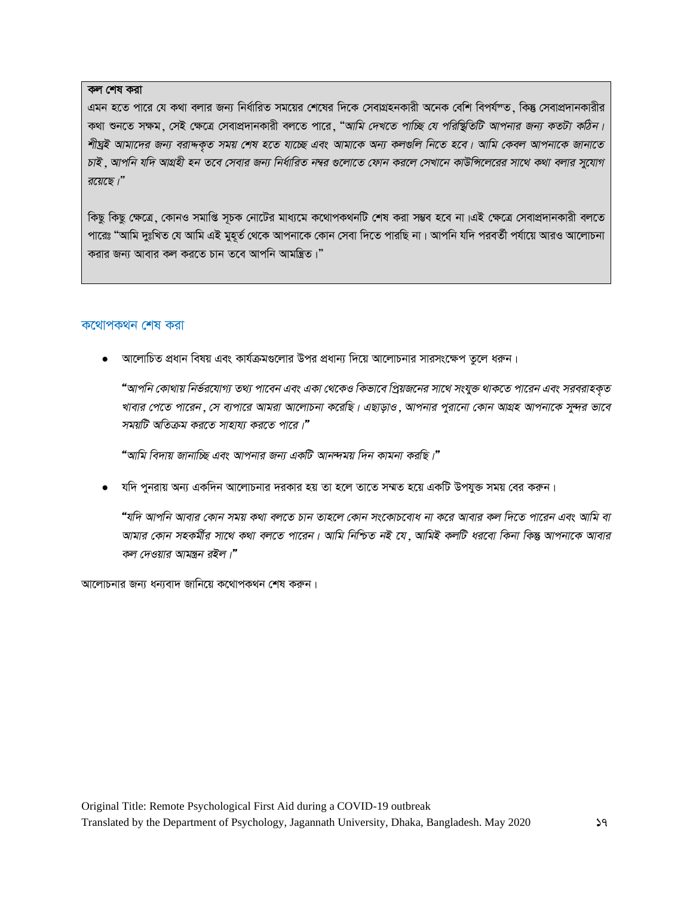**কল শেষ করা**

এমন হতে পারে যে কথা বলার জন্য নির্ধারিত সময়ের শেষের দিকে সেবাগ্রহনকারী অনেক বেশি বিপর্যস্ত, কিন্তু সেবাপ্রদানকারীর কথা শুনতে সক্ষম, সেই ক্ষেত্রে সেবাপ্রদানকারী বলতে পারে, *"আমি দেখতে পাচ্ছি যে পরিস্থিতিটি আপনার জন্য কতটা কঠিন। শীঘ্রই আমাদের জন্য বরাদ্দকৃত সময় শেষ হতে যাচ্ছে এবং আমাকে অন্য কলগুলি নিতে হবে। আমি কেবল আপনাকে জানাতে চাই, আপনি যদি আগ্রহী হন তবে সেবার জন্য নির্ধারিত নম্বর গুলোতে ফোন করলে সেখানে কাউন্সিলেরের সাথে কথা বলার সুযোগ রয়েছে।"*

কিছু কিছু ক্ষেত্রে, কোনও সমাপ্তি সূচক নোটের মাধ্যমে কথোপকথনটি শেষ করা সম্ভব হবে না।এই ক্ষেত্রে সেবাপ্রদানকারী বলতে পারেঃ "আমি দুঃখিত যে আমি এই মুহূর্ত থেকে আপনাকে কোন সেবা দিতে পারছি না। আপনি যদি পরবর্তী পর্যায়ে আরও আলোচনা করার জন্য আবার কল করতে চান তবে আপনি আমন্ত্রিত।"

## কথোপকথন শেষ করা

- আলোচিত প্রধান বিষয় এবং কার্যক্রমগুলোর উপর প্রধান্য দিয়ে আলোচনার সারসংক্ষেপ তুলে ধরুন।

  *"আপনি কোথায় নির্ভরযোগ্য তথ্য পাবেন এবং একা থেকেও কিভাবে প্রিয়জনের সাথে সংযুক্ত থাকতে পারেন এবং সরবরাহকৃত খাবার পেতে পারেন, সে ব্যপারে আমরা আলোচনা করেছি। এছাড়াও, আপনার পুরানো কোন আগ্রহ আপনাকে সুন্দর ভাবে সময়টি অতিক্রম করতে সাহায্য করতে পারে।"*

  *"আমি বিদায় জানাচ্ছি এবং আপনার জন্য একটি আনন্দময় দিন কামনা করছি।"*

- যদি পুনরায় অন্য একদিন আলোচনার দরকার হয় তা হলে তাতে সম্মত হয়ে একটি উপযুক্ত সময় বের করুন।

  *"যদি আপনি আবার কোন সময় কথা বলতে চান তাহলে কোন সংকোচবোধ না করে আবার কল দিতে পারেন এবং আমি বা আমার কোন সহকর্মীর সাথে কথা বলতে পারেন। আমি নিশ্চিত নই যে, আমিই কলটি ধরবো কিনা কিন্তু আপনাকে আবার কল দেওয়ার আমন্ত্রন রইল।"*

আলোচনার জন্য ধন্যবাদ জানিয়ে কথোপকথন শেষ করুন।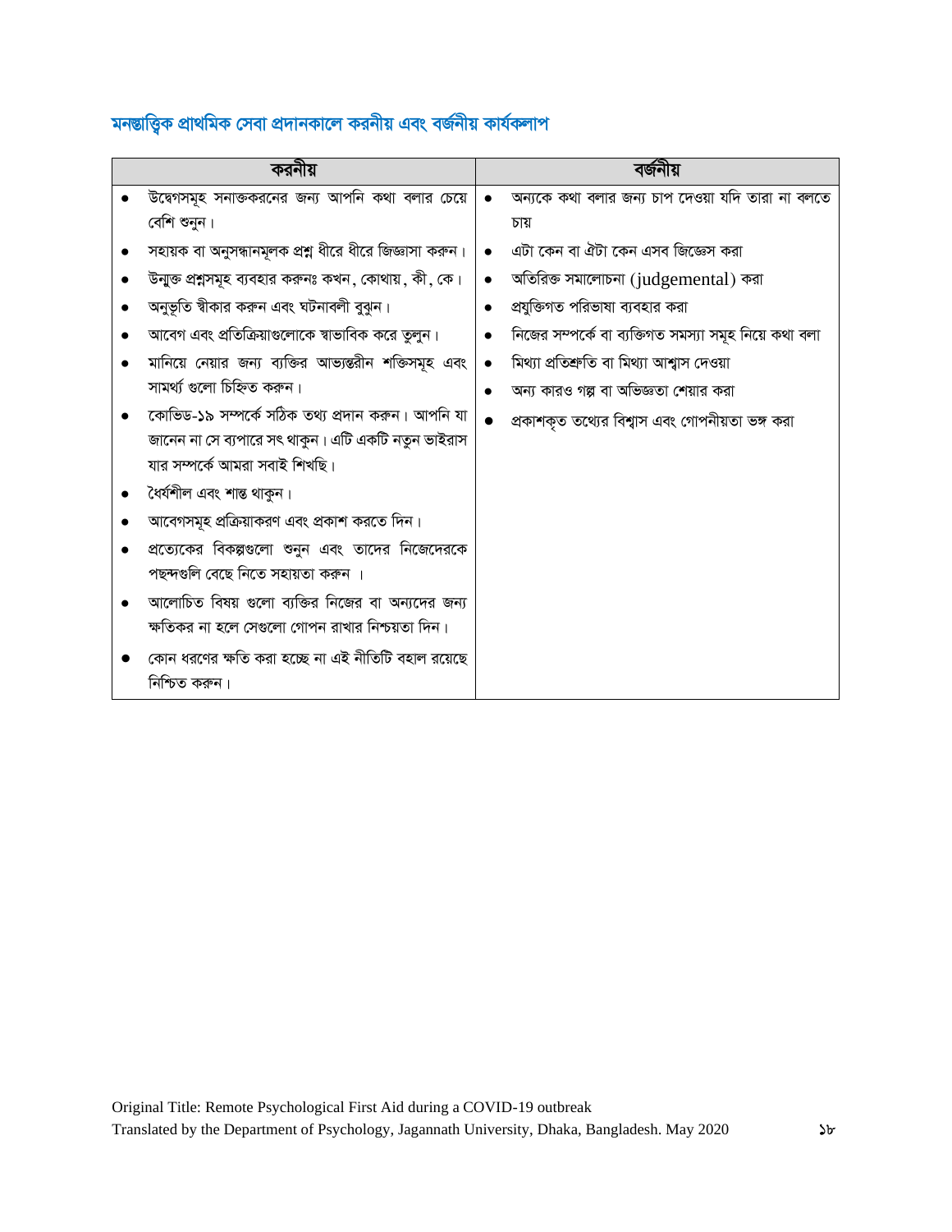## মনস্তাত্ত্বিক প্রাথমিক সেবা প্রদানকালে করনীয় এবং বর্জনীয় কার্যকলাপ

| করনীয় | বর্জনীয় |
|---|---|
| • উদ্বেগসমূহ সনাক্তকরনের জন্য আপনি কথা বলার চেয়ে বেশি শুনুন। | • অন্যকে কথা বলার জন্য চাপ দেওয়া যদি তারা না বলতে চায় |
| • সহায়ক বা অনুসন্ধানমূলক প্রশ্ন ধীরে ধীরে জিজ্ঞাসা করুন। | • এটা কেন বা ঐটা কেন এসব জিজ্ঞেস করা |
| • উন্মুক্ত প্রশ্নসমূহ ব্যবহার করুনঃ কখন, কোথায়, কী, কে। | • অতিরিক্ত সমালোচনা (judgemental) করা |
| • অনুভূতি স্বীকার করুন এবং ঘটনাবলী বুঝুন। | • প্রযুক্তিগত পরিভাষা ব্যবহার করা |
| • আবেগ এবং প্রতিক্রিয়াগুলোকে স্বাভাবিক করে তুলুন। | • নিজের সম্পর্কে বা ব্যক্তিগত সমস্যা সমূহ নিয়ে কথা বলা |
| • মানিয়ে নেয়ার জন্য ব্যক্তির আভ্যন্তরীন শক্তিসমূহ এবং সামর্থ্য গুলো চিহ্নিত করুন। | • মিথ্যা প্রতিশ্রুতি বা মিথ্যা আশ্বাস দেওয়া |
| • কোভিড-১৯ সম্পর্কে সঠিক তথ্য প্রদান করুন। আপনি যা জানেন না সে ব্যাপারে সৎ থাকুন। এটি একটি নতুন ভাইরাস যার সম্পর্কে আমরা সবাই শিখছি। | • অন্য কারও গল্প বা অভিজ্ঞতা শেয়ার করা |
| • ধৈর্যশীল এবং শান্ত থাকুন। | • প্রকাশকৃত তথ্যের বিশ্বাস এবং গোপনীয়তা ভঙ্গ করা |
| • আবেগসমূহ প্রক্রিয়াকরণ এবং প্রকাশ করতে দিন। | |
| • প্রত্যেকের বিকল্পগুলো শুনুন এবং তাদের নিজেদেরকে পছন্দগুলি বেছে নিতে সহায়তা করুন । | |
| • আলোচিত বিষয় গুলো ব্যক্তির নিজের বা অন্যদের জন্য ক্ষতিকর না হলে সেগুলো গোপন রাখার নিশ্চয়তা দিন। | |
| • কোন ধরণের ক্ষতি করা হচ্ছে না এই নীতিটি বহাল রয়েছে নিশ্চিত করুন। | |

Original Title: Remote Psychological First Aid during a COVID-19 outbreak
Translated by the Department of Psychology, Jagannath University, Dhaka, Bangladesh. May 2020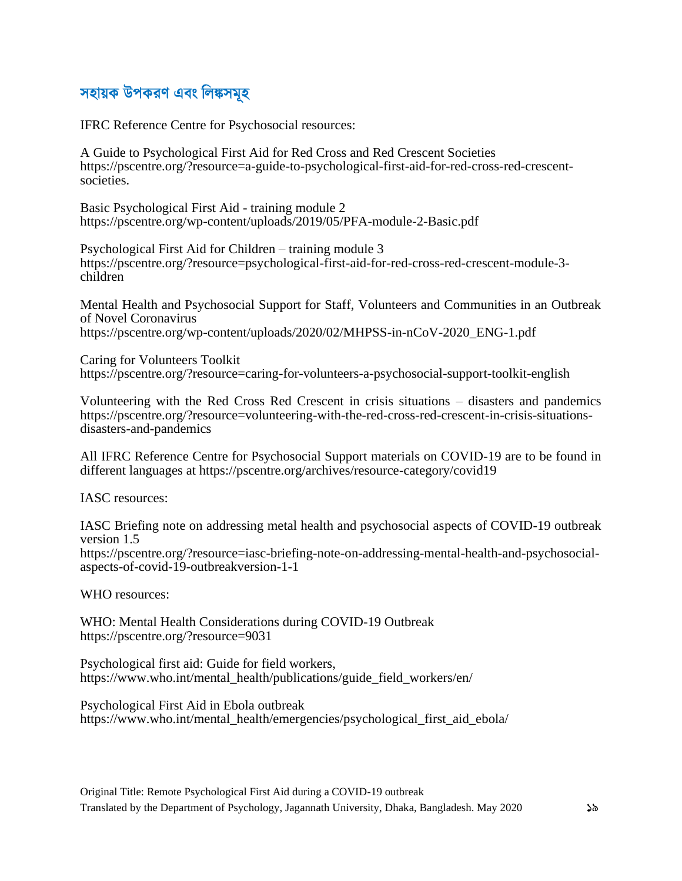## সহায়ক উপকরণ এবং লিঙ্কসমূহ

IFRC Reference Centre for Psychosocial resources:

A Guide to Psychological First Aid for Red Cross and Red Crescent Societies
https://pscentre.org/?resource=a-guide-to-psychological-first-aid-for-red-cross-red-crescent-societies.

Basic Psychological First Aid - training module 2
https://pscentre.org/wp-content/uploads/2019/05/PFA-module-2-Basic.pdf

Psychological First Aid for Children – training module 3
https://pscentre.org/?resource=psychological-first-aid-for-red-cross-red-crescent-module-3-children

Mental Health and Psychosocial Support for Staff, Volunteers and Communities in an Outbreak of Novel Coronavirus
https://pscentre.org/wp-content/uploads/2020/02/MHPSS-in-nCoV-2020_ENG-1.pdf

Caring for Volunteers Toolkit
https://pscentre.org/?resource=caring-for-volunteers-a-psychosocial-support-toolkit-english

Volunteering with the Red Cross Red Crescent in crisis situations – disasters and pandemics
https://pscentre.org/?resource=volunteering-with-the-red-cross-red-crescent-in-crisis-situations-disasters-and-pandemics

All IFRC Reference Centre for Psychosocial Support materials on COVID-19 are to be found in different languages at https://pscentre.org/archives/resource-category/covid19

IASC resources:

IASC Briefing note on addressing metal health and psychosocial aspects of COVID-19 outbreak version 1.5
https://pscentre.org/?resource=iasc-briefing-note-on-addressing-mental-health-and-psychosocial-aspects-of-covid-19-outbreakversion-1-1

WHO resources:

WHO: Mental Health Considerations during COVID-19 Outbreak
https://pscentre.org/?resource=9031

Psychological first aid: Guide for field workers,
https://www.who.int/mental_health/publications/guide_field_workers/en/

Psychological First Aid in Ebola outbreak
https://www.who.int/mental_health/emergencies/psychological_first_aid_ebola/

Original Title: Remote Psychological First Aid during a COVID-19 outbreak
Translated by the Department of Psychology, Jagannath University, Dhaka, Bangladesh. May 2020